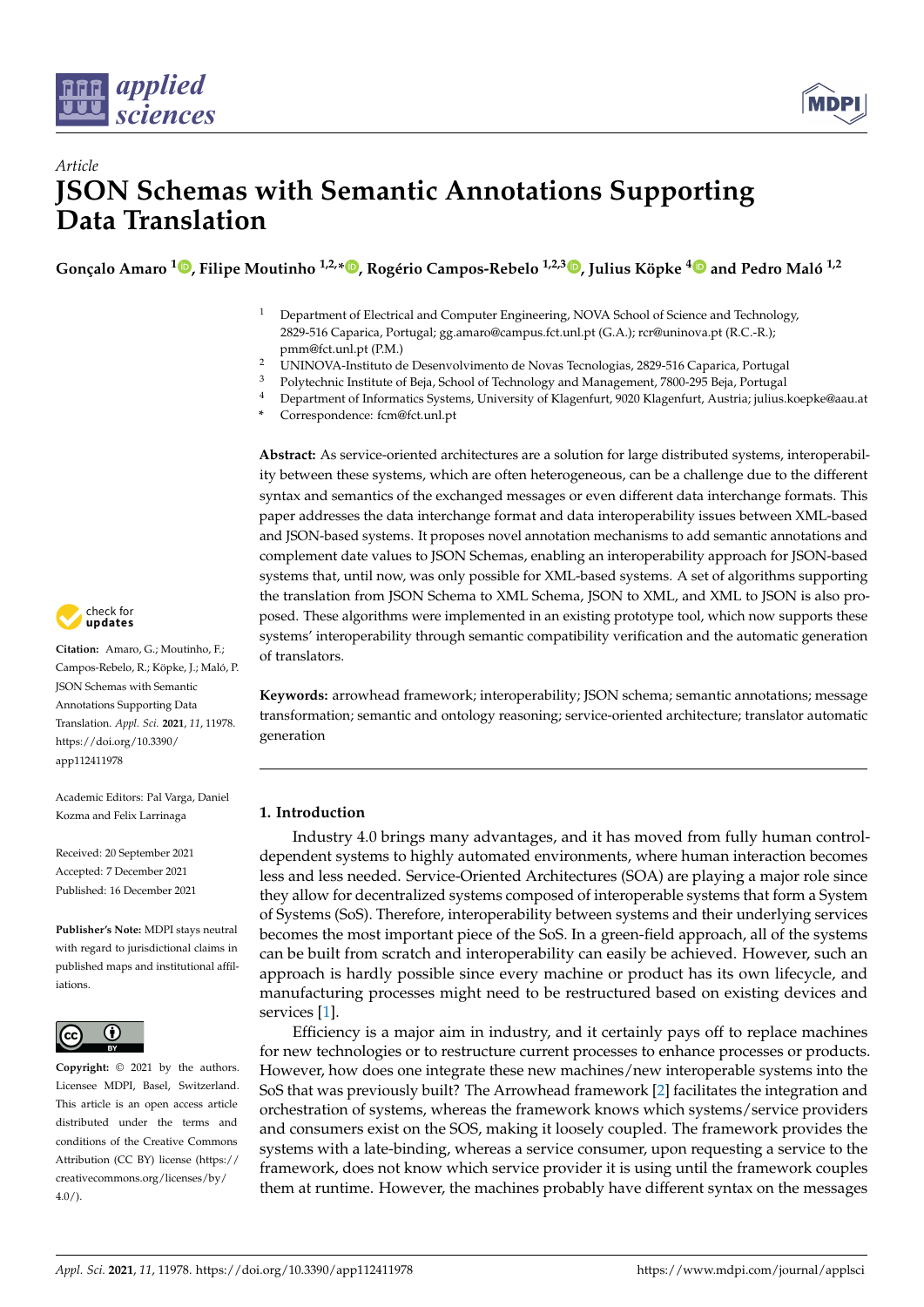*Article*

# JSON Schemas with Semantic Annotations Supporting Data Translation

**Gonçalo Amaro [1], Filipe Moutinho [1,2,*], Rogério Campos-Rebelo [1,2,3], Julius Köpke [4] and Pedro Maló [1,2]**

1 Department of Electrical and Computer Engineering, NOVA School of Science and Technology, 2829-516 Caparica, Portugal; gg.amaro@campus.fct.unl.pt (G.A.); rcr@uninova.pt (R.C.-R.); pmm@fct.unl.pt (P.M.)
2 UNINOVA-Instituto de Desenvolvimento de Novas Tecnologias, 2829-516 Caparica, Portugal
3 Polytechnic Institute of Beja, School of Technology and Management, 7800-295 Beja, Portugal
4 Department of Informatics Systems, University of Klagenfurt, 9020 Klagenfurt, Austria; julius.koepke@aau.at
* Correspondence: fcm@fct.unl.pt

**Abstract:** As service-oriented architectures are a solution for large distributed systems, interoperability between these systems, which are often heterogeneous, can be a challenge due to the different syntax and semantics of the exchanged messages or even different data interchange formats. This paper addresses the data interchange format and data interoperability issues between XML-based and JSON-based systems. It proposes novel annotation mechanisms to add semantic annotations and complement date values to JSON Schemas, enabling an interoperability approach for JSON-based systems that, until now, was only possible for XML-based systems. A set of algorithms supporting the translation from JSON Schema to XML Schema, JSON to XML, and XML to JSON is also proposed. These algorithms were implemented in an existing prototype tool, which now supports these systems' interoperability through semantic compatibility verification and the automatic generation of translators.

**Keywords:** arrowhead framework; interoperability; JSON schema; semantic annotations; message transformation; semantic and ontology reasoning; service-oriented architecture; translator automatic generation

**Citation:** Amaro, G.; Moutinho, F.; Campos-Rebelo, R.; Köpke, J.; Maló, P. JSON Schemas with Semantic Annotations Supporting Data Translation. *Appl. Sci.* **2021**, *11*, 11978. https://doi.org/10.3390/app112411978

Academic Editors: Pal Varga, Daniel Kozma and Felix Larrinaga

Received: 20 September 2021
Accepted: 7 December 2021
Published: 16 December 2021

**Publisher's Note:** MDPI stays neutral with regard to jurisdictional claims in published maps and institutional affiliations.

**Copyright:** © 2021 by the authors. Licensee MDPI, Basel, Switzerland. This article is an open access article distributed under the terms and conditions of the Creative Commons Attribution (CC BY) license (https://creativecommons.org/licenses/by/4.0/).

## 1. Introduction

Industry 4.0 brings many advantages, and it has moved from fully human control-dependent systems to highly automated environments, where human interaction becomes less and less needed. Service-Oriented Architectures (SOA) are playing a major role since they allow for decentralized systems composed of interoperable systems that form a System of Systems (SoS). Therefore, interoperability between systems and their underlying services becomes the most important piece of the SoS. In a green-field approach, all of the systems can be built from scratch and interoperability can easily be achieved. However, such an approach is hardly possible since every machine or product has its own lifecycle, and manufacturing processes might need to be restructured based on existing devices and services [1].

Efficiency is a major aim in industry, and it certainly pays off to replace machines for new technologies or to restructure current processes to enhance processes or products. However, how does one integrate these new machines/new interoperable systems into the SoS that was previously built? The Arrowhead framework [2] facilitates the integration and orchestration of systems, whereas the framework knows which systems/service providers and consumers exist on the SOS, making it loosely coupled. The framework provides the systems with a late-binding, whereas a service consumer, upon requesting a service to the framework, does not know which service provider it is using until the framework couples them at runtime. However, the machines probably have different syntax on the messages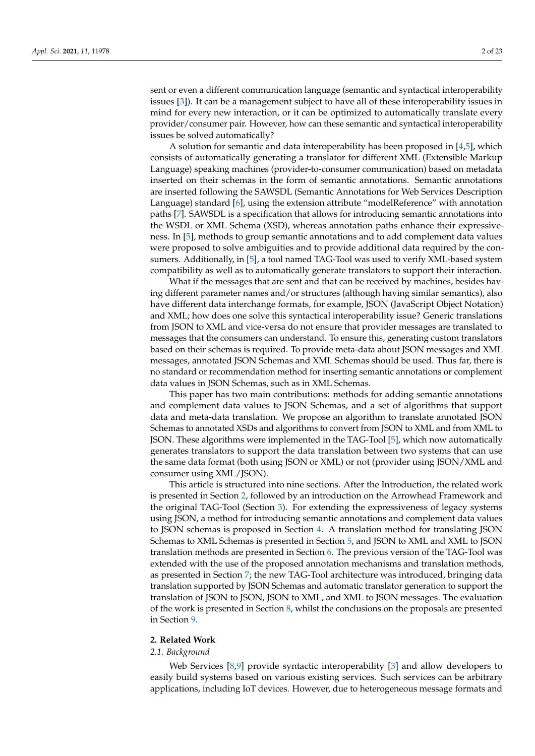sent or even a different communication language (semantic and syntactical interoperability issues [3]). It can be a management subject to have all of these interoperability issues in mind for every new interaction, or it can be optimized to automatically translate every provider/consumer pair. However, how can these semantic and syntactical interoperability issues be solved automatically?

A solution for semantic and data interoperability has been proposed in [4,5], which consists of automatically generating a translator for different XML (Extensible Markup Language) speaking machines (provider-to-consumer communication) based on metadata inserted on their schemas in the form of semantic annotations. Semantic annotations are inserted following the SAWSDL (Semantic Annotations for Web Services Description Language) standard [6], using the extension attribute "modelReference" with annotation paths [7]. SAWSDL is a specification that allows for introducing semantic annotations into the WSDL or XML Schema (XSD), whereas annotation paths enhance their expressiveness. In [5], methods to group semantic annotations and to add complement data values were proposed to solve ambiguities and to provide additional data required by the consumers. Additionally, in [5], a tool named TAG-Tool was used to verify XML-based system compatibility as well as to automatically generate translators to support their interaction.

What if the messages that are sent and that can be received by machines, besides having different parameter names and/or structures (although having similar semantics), also have different data interchange formats, for example, JSON (JavaScript Object Notation) and XML; how does one solve this syntactical interoperability issue? Generic translations from JSON to XML and vice-versa do not ensure that provider messages are translated to messages that the consumers can understand. To ensure this, generating custom translators based on their schemas is required. To provide meta-data about JSON messages and XML messages, annotated JSON Schemas and XML Schemas should be used. Thus far, there is no standard or recommendation method for inserting semantic annotations or complement data values in JSON Schemas, such as in XML Schemas.

This paper has two main contributions: methods for adding semantic annotations and complement data values to JSON Schemas, and a set of algorithms that support data and meta-data translation. We propose an algorithm to translate annotated JSON Schemas to annotated XSDs and algorithms to convert from JSON to XML and from XML to JSON. These algorithms were implemented in the TAG-Tool [5], which now automatically generates translators to support the data translation between two systems that can use the same data format (both using JSON or XML) or not (provider using JSON/XML and consumer using XML/JSON).

This article is structured into nine sections. After the Introduction, the related work is presented in Section 2, followed by an introduction on the Arrowhead Framework and the original TAG-Tool (Section 3). For extending the expressiveness of legacy systems using JSON, a method for introducing semantic annotations and complement data values to JSON schemas is proposed in Section 4. A translation method for translating JSON Schemas to XML Schemas is presented in Section 5, and JSON to XML and XML to JSON translation methods are presented in Section 6. The previous version of the TAG-Tool was extended with the use of the proposed annotation mechanisms and translation methods, as presented in Section 7; the new TAG-Tool architecture was introduced, bringing data translation supported by JSON Schemas and automatic translator generation to support the translation of JSON to JSON, JSON to XML, and XML to JSON messages. The evaluation of the work is presented in Section 8, whilst the conclusions on the proposals are presented in Section 9.

## 2. Related Work

### 2.1. Background

Web Services [8,9] provide syntactic interoperability [3] and allow developers to easily build systems based on various existing services. Such services can be arbitrary applications, including IoT devices. However, due to heterogeneous message formats and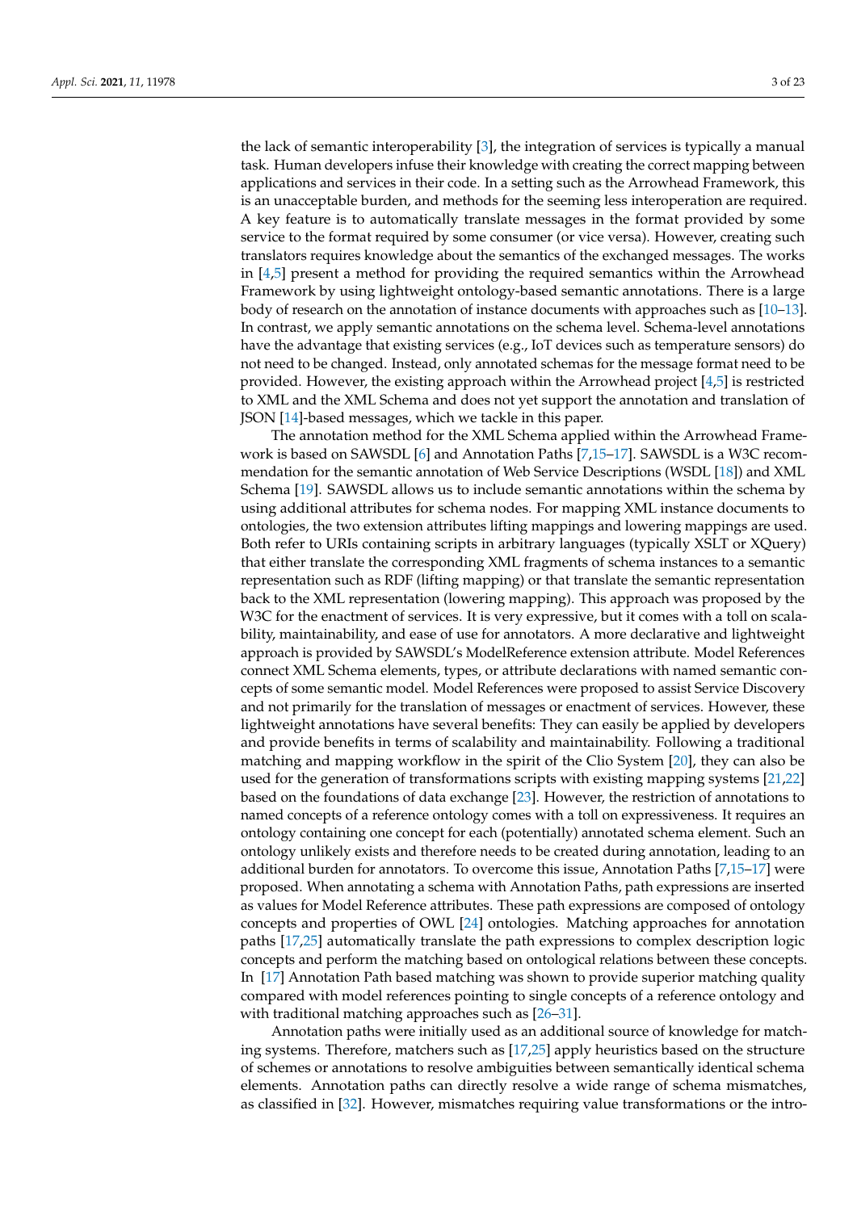the lack of semantic interoperability [3], the integration of services is typically a manual task. Human developers infuse their knowledge with creating the correct mapping between applications and services in their code. In a setting such as the Arrowhead Framework, this is an unacceptable burden, and methods for the seeming less interoperation are required. A key feature is to automatically translate messages in the format provided by some service to the format required by some consumer (or vice versa). However, creating such translators requires knowledge about the semantics of the exchanged messages. The works in [4,5] present a method for providing the required semantics within the Arrowhead Framework by using lightweight ontology-based semantic annotations. There is a large body of research on the annotation of instance documents with approaches such as [10–13]. In contrast, we apply semantic annotations on the schema level. Schema-level annotations have the advantage that existing services (e.g., IoT devices such as temperature sensors) do not need to be changed. Instead, only annotated schemas for the message format need to be provided. However, the existing approach within the Arrowhead project [4,5] is restricted to XML and the XML Schema and does not yet support the annotation and translation of JSON [14]-based messages, which we tackle in this paper.

The annotation method for the XML Schema applied within the Arrowhead Framework is based on SAWSDL [6] and Annotation Paths [7,15–17]. SAWSDL is a W3C recommendation for the semantic annotation of Web Service Descriptions (WSDL [18]) and XML Schema [19]. SAWSDL allows us to include semantic annotations within the schema by using additional attributes for schema nodes. For mapping XML instance documents to ontologies, the two extension attributes lifting mappings and lowering mappings are used. Both refer to URIs containing scripts in arbitrary languages (typically XSLT or XQuery) that either translate the corresponding XML fragments of schema instances to a semantic representation such as RDF (lifting mapping) or that translate the semantic representation back to the XML representation (lowering mapping). This approach was proposed by the W3C for the enactment of services. It is very expressive, but it comes with a toll on scalability, maintainability, and ease of use for annotators. A more declarative and lightweight approach is provided by SAWSDL's ModelReference extension attribute. Model References connect XML Schema elements, types, or attribute declarations with named semantic concepts of some semantic model. Model References were proposed to assist Service Discovery and not primarily for the translation of messages or enactment of services. However, these lightweight annotations have several benefits: They can easily be applied by developers and provide benefits in terms of scalability and maintainability. Following a traditional matching and mapping workflow in the spirit of the Clio System [20], they can also be used for the generation of transformations scripts with existing mapping systems [21,22] based on the foundations of data exchange [23]. However, the restriction of annotations to named concepts of a reference ontology comes with a toll on expressiveness. It requires an ontology containing one concept for each (potentially) annotated schema element. Such an ontology unlikely exists and therefore needs to be created during annotation, leading to an additional burden for annotators. To overcome this issue, Annotation Paths [7,15–17] were proposed. When annotating a schema with Annotation Paths, path expressions are inserted as values for Model Reference attributes. These path expressions are composed of ontology concepts and properties of OWL [24] ontologies. Matching approaches for annotation paths [17,25] automatically translate the path expressions to complex description logic concepts and perform the matching based on ontological relations between these concepts. In [17] Annotation Path based matching was shown to provide superior matching quality compared with model references pointing to single concepts of a reference ontology and with traditional matching approaches such as [26–31].

Annotation paths were initially used as an additional source of knowledge for matching systems. Therefore, matchers such as [17,25] apply heuristics based on the structure of schemes or annotations to resolve ambiguities between semantically identical schema elements. Annotation paths can directly resolve a wide range of schema mismatches, as classified in [32]. However, mismatches requiring value transformations or the intro-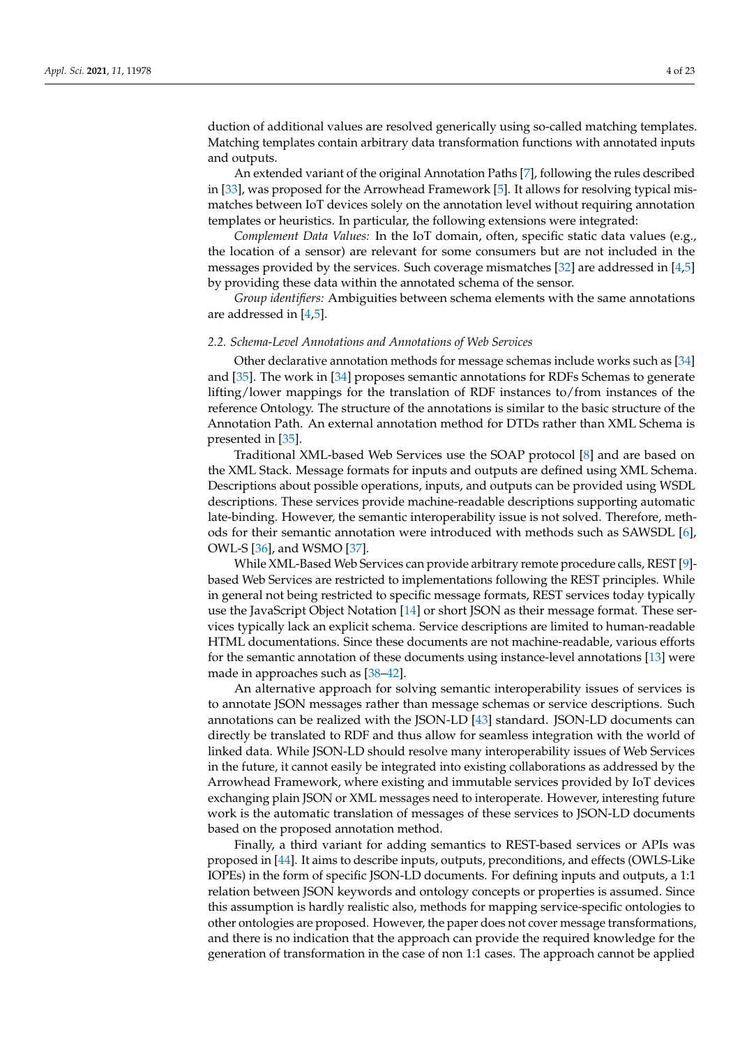duction of additional values are resolved generically using so-called matching templates. Matching templates contain arbitrary data transformation functions with annotated inputs and outputs.

An extended variant of the original Annotation Paths [7], following the rules described in [33], was proposed for the Arrowhead Framework [5]. It allows for resolving typical mismatches between IoT devices solely on the annotation level without requiring annotation templates or heuristics. In particular, the following extensions were integrated:

*Complement Data Values:* In the IoT domain, often, specific static data values (e.g., the location of a sensor) are relevant for some consumers but are not included in the messages provided by the services. Such coverage mismatches [32] are addressed in [4,5] by providing these data within the annotated schema of the sensor.

*Group identifiers:* Ambiguities between schema elements with the same annotations are addressed in [4,5].

### 2.2. Schema-Level Annotations and Annotations of Web Services

Other declarative annotation methods for message schemas include works such as [34] and [35]. The work in [34] proposes semantic annotations for RDFs Schemas to generate lifting/lower mappings for the translation of RDF instances to/from instances of the reference Ontology. The structure of the annotations is similar to the basic structure of the Annotation Path. An external annotation method for DTDs rather than XML Schema is presented in [35].

Traditional XML-based Web Services use the SOAP protocol [8] and are based on the XML Stack. Message formats for inputs and outputs are defined using XML Schema. Descriptions about possible operations, inputs, and outputs can be provided using WSDL descriptions. These services provide machine-readable descriptions supporting automatic late-binding. However, the semantic interoperability issue is not solved. Therefore, methods for their semantic annotation were introduced with methods such as SAWSDL [6], OWL-S [36], and WSMO [37].

While XML-Based Web Services can provide arbitrary remote procedure calls, REST [9]-based Web Services are restricted to implementations following the REST principles. While in general not being restricted to specific message formats, REST services today typically use the JavaScript Object Notation [14] or short JSON as their message format. These services typically lack an explicit schema. Service descriptions are limited to human-readable HTML documentations. Since these documents are not machine-readable, various efforts for the semantic annotation of these documents using instance-level annotations [13] were made in approaches such as [38–42].

An alternative approach for solving semantic interoperability issues of services is to annotate JSON messages rather than message schemas or service descriptions. Such annotations can be realized with the JSON-LD [43] standard. JSON-LD documents can directly be translated to RDF and thus allow for seamless integration with the world of linked data. While JSON-LD should resolve many interoperability issues of Web Services in the future, it cannot easily be integrated into existing collaborations as addressed by the Arrowhead Framework, where existing and immutable services provided by IoT devices exchanging plain JSON or XML messages need to interoperate. However, interesting future work is the automatic translation of messages of these services to JSON-LD documents based on the proposed annotation method.

Finally, a third variant for adding semantics to REST-based services or APIs was proposed in [44]. It aims to describe inputs, outputs, preconditions, and effects (OWLS-Like IOPEs) in the form of specific JSON-LD documents. For defining inputs and outputs, a 1:1 relation between JSON keywords and ontology concepts or properties is assumed. Since this assumption is hardly realistic also, methods for mapping service-specific ontologies to other ontologies are proposed. However, the paper does not cover message transformations, and there is no indication that the approach can provide the required knowledge for the generation of transformation in the case of non 1:1 cases. The approach cannot be applied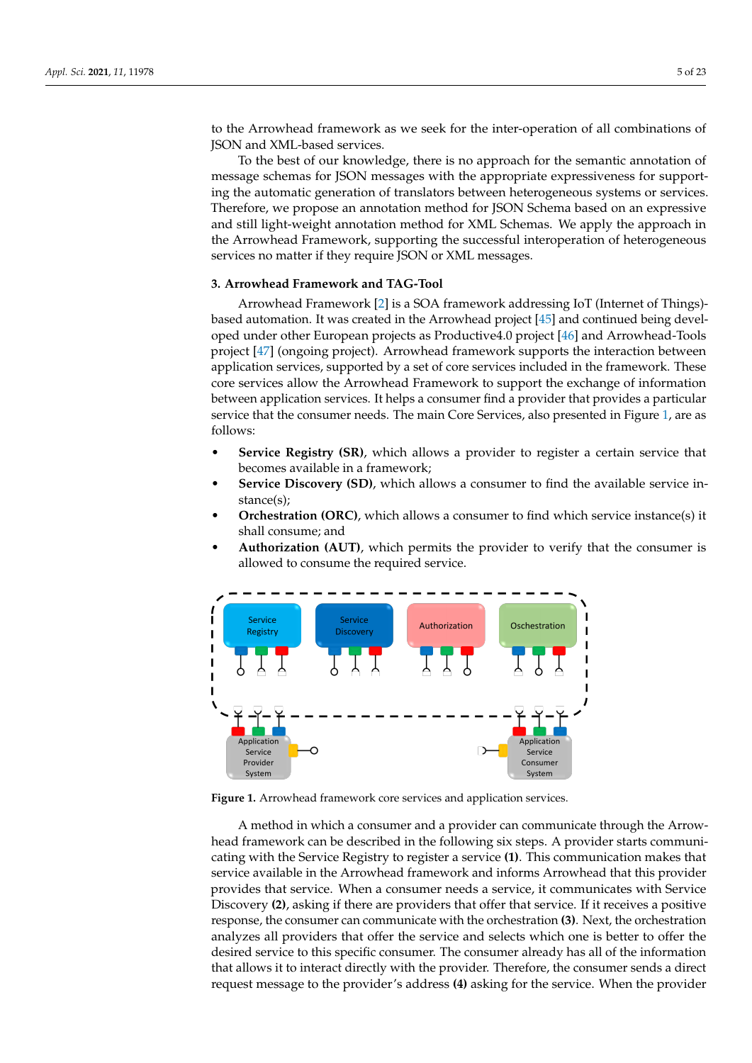to the Arrowhead framework as we seek for the inter-operation of all combinations of JSON and XML-based services.

To the best of our knowledge, there is no approach for the semantic annotation of message schemas for JSON messages with the appropriate expressiveness for supporting the automatic generation of translators between heterogeneous systems or services. Therefore, we propose an annotation method for JSON Schema based on an expressive and still light-weight annotation method for XML Schemas. We apply the approach in the Arrowhead Framework, supporting the successful interoperation of heterogeneous services no matter if they require JSON or XML messages.

### 3. Arrowhead Framework and TAG-Tool

Arrowhead Framework [2] is a SOA framework addressing IoT (Internet of Things)-based automation. It was created in the Arrowhead project [45] and continued being developed under other European projects as Productive4.0 project [46] and Arrowhead-Tools project [47] (ongoing project). Arrowhead framework supports the interaction between application services, supported by a set of core services included in the framework. These core services allow the Arrowhead Framework to support the exchange of information between application services. It helps a consumer find a provider that provides a particular service that the consumer needs. The main Core Services, also presented in Figure 1, are as follows:

- **Service Registry (SR)**, which allows a provider to register a certain service that becomes available in a framework;
- **Service Discovery (SD)**, which allows a consumer to find the available service instance(s);
- **Orchestration (ORC)**, which allows a consumer to find which service instance(s) it shall consume; and
- **Authorization (AUT)**, which permits the provider to verify that the consumer is allowed to consume the required service.

**Figure 1.** Arrowhead framework core services and application services.

A method in which a consumer and a provider can communicate through the Arrowhead framework can be described in the following six steps. A provider starts communicating with the Service Registry to register a service **(1)**. This communication makes that service available in the Arrowhead framework and informs Arrowhead that this provider provides that service. When a consumer needs a service, it communicates with Service Discovery **(2)**, asking if there are providers that offer that service. If it receives a positive response, the consumer can communicate with the orchestration **(3)**. Next, the orchestration analyzes all providers that offer the service and selects which one is better to offer the desired service to this specific consumer. The consumer already has all of the information that allows it to interact directly with the provider. Therefore, the consumer sends a direct request message to the provider's address **(4)** asking for the service. When the provider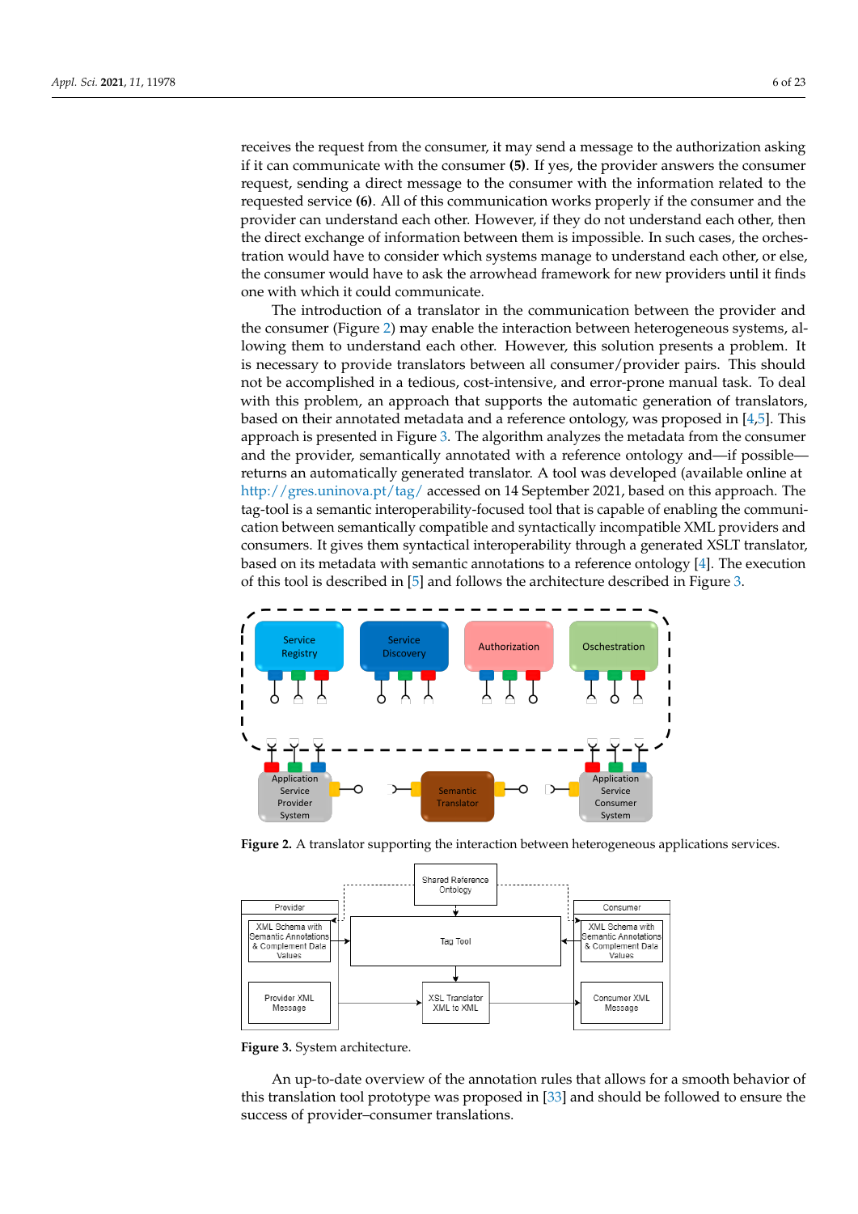receives the request from the consumer, it may send a message to the authorization asking if it can communicate with the consumer **(5)**. If yes, the provider answers the consumer request, sending a direct message to the consumer with the information related to the requested service **(6)**. All of this communication works properly if the consumer and the provider can understand each other. However, if they do not understand each other, then the direct exchange of information between them is impossible. In such cases, the orchestration would have to consider which systems manage to understand each other, or else, the consumer would have to ask the arrowhead framework for new providers until it finds one with which it could communicate.

The introduction of a translator in the communication between the provider and the consumer (Figure 2) may enable the interaction between heterogeneous systems, allowing them to understand each other. However, this solution presents a problem. It is necessary to provide translators between all consumer/provider pairs. This should not be accomplished in a tedious, cost-intensive, and error-prone manual task. To deal with this problem, an approach that supports the automatic generation of translators, based on their annotated metadata and a reference ontology, was proposed in [4,5]. This approach is presented in Figure 3. The algorithm analyzes the metadata from the consumer and the provider, semantically annotated with a reference ontology and—if possible—returns an automatically generated translator. A tool was developed (available online at http://gres.uninova.pt/tag/ accessed on 14 September 2021, based on this approach. The tag-tool is a semantic interoperability-focused tool that is capable of enabling the communication between semantically compatible and syntactically incompatible XML providers and consumers. It gives them syntactical interoperability through a generated XSLT translator, based on its metadata with semantic annotations to a reference ontology [4]. The execution of this tool is described in [5] and follows the architecture described in Figure 3.

**Figure 2.** A translator supporting the interaction between heterogeneous applications services.

**Figure 3.** System architecture.

An up-to-date overview of the annotation rules that allows for a smooth behavior of this translation tool prototype was proposed in [33] and should be followed to ensure the success of provider–consumer translations.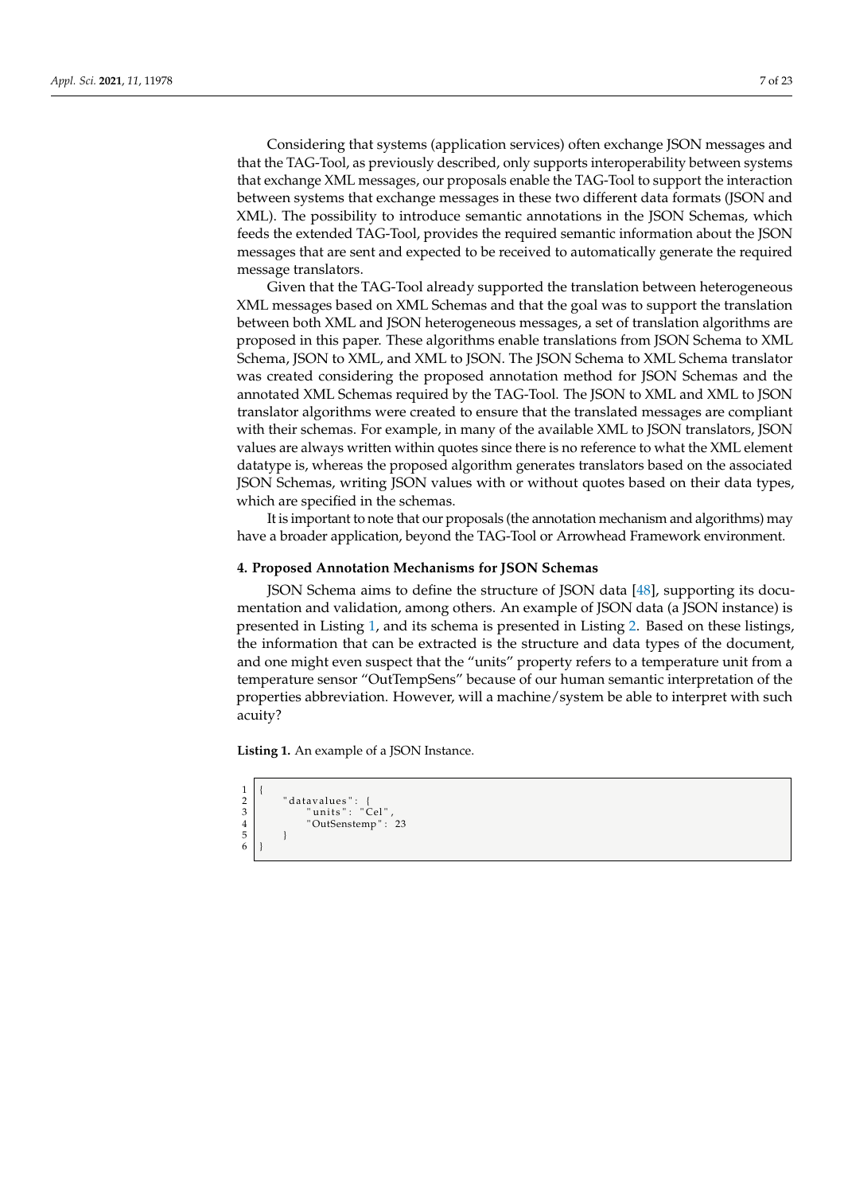Considering that systems (application services) often exchange JSON messages and that the TAG-Tool, as previously described, only supports interoperability between systems that exchange XML messages, our proposals enable the TAG-Tool to support the interaction between systems that exchange messages in these two different data formats (JSON and XML). The possibility to introduce semantic annotations in the JSON Schemas, which feeds the extended TAG-Tool, provides the required semantic information about the JSON messages that are sent and expected to be received to automatically generate the required message translators.

Given that the TAG-Tool already supported the translation between heterogeneous XML messages based on XML Schemas and that the goal was to support the translation between both XML and JSON heterogeneous messages, a set of translation algorithms are proposed in this paper. These algorithms enable translations from JSON Schema to XML Schema, JSON to XML, and XML to JSON. The JSON Schema to XML Schema translator was created considering the proposed annotation method for JSON Schemas and the annotated XML Schemas required by the TAG-Tool. The JSON to XML and XML to JSON translator algorithms were created to ensure that the translated messages are compliant with their schemas. For example, in many of the available XML to JSON translators, JSON values are always written within quotes since there is no reference to what the XML element datatype is, whereas the proposed algorithm generates translators based on the associated JSON Schemas, writing JSON values with or without quotes based on their data types, which are specified in the schemas.

It is important to note that our proposals (the annotation mechanism and algorithms) may have a broader application, beyond the TAG-Tool or Arrowhead Framework environment.

## 4. Proposed Annotation Mechanisms for JSON Schemas

JSON Schema aims to define the structure of JSON data [48], supporting its documentation and validation, among others. An example of JSON data (a JSON instance) is presented in Listing 1, and its schema is presented in Listing 2. Based on these listings, the information that can be extracted is the structure and data types of the document, and one might even suspect that the "units" property refers to a temperature unit from a temperature sensor "OutTempSens" because of our human semantic interpretation of the properties abbreviation. However, will a machine/system be able to interpret with such acuity?

**Listing 1.** An example of a JSON Instance.

```
1  {
2      "datavalues": {
3          "units": "Cel",
4          "OutSenstemp": 23
5      }
6  }
```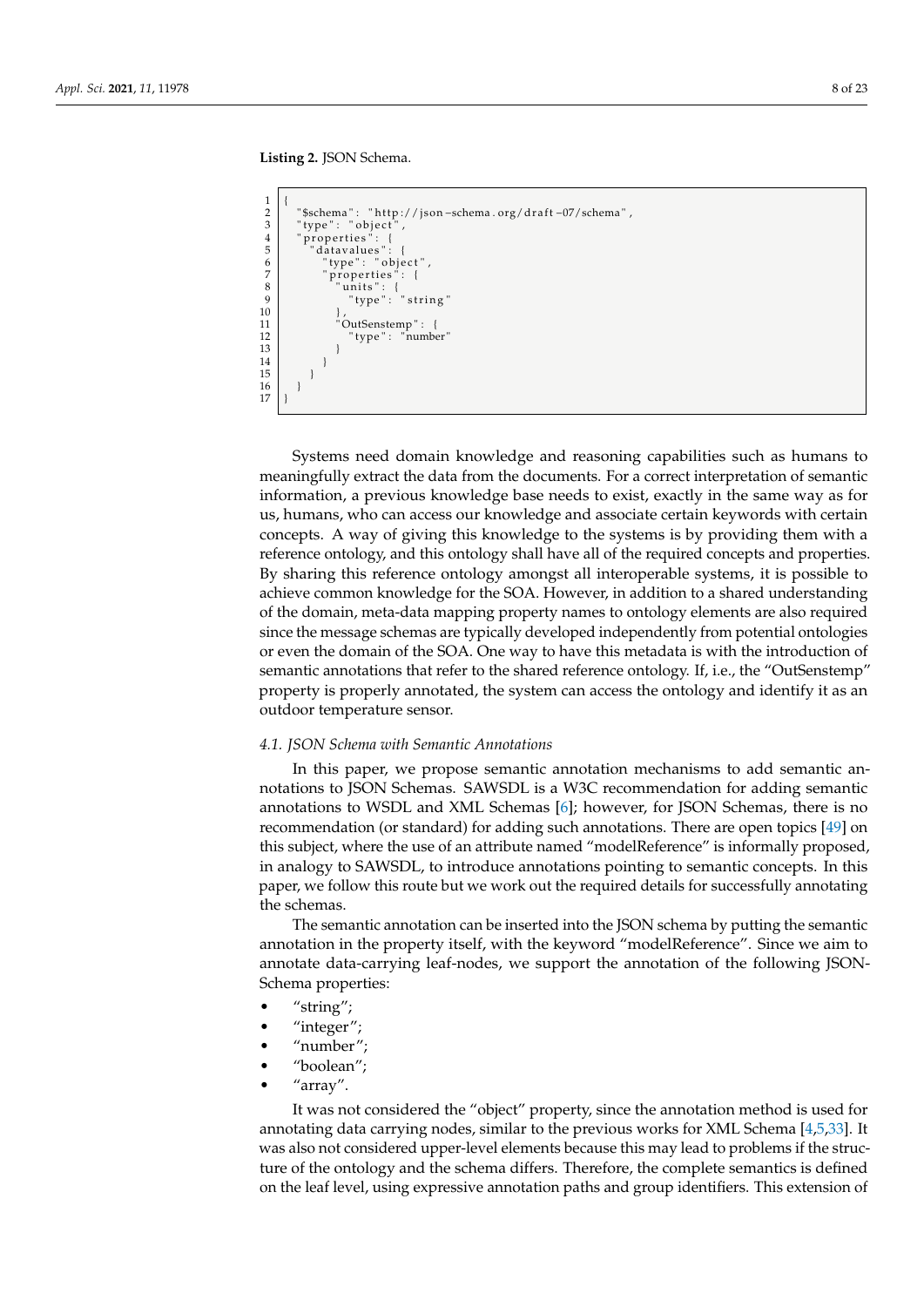**Listing 2.** JSON Schema.

```
{
  "$schema": "http://json-schema.org/draft-07/schema",
  "type": "object",
  "properties": {
    "datavalues": {
      "type": "object",
      "properties": {
        "units": {
          "type": "string"
        },
        "OutSenstemp": {
          "type": "number"
        }
      }
    }
  }
}
```

Systems need domain knowledge and reasoning capabilities such as humans to meaningfully extract the data from the documents. For a correct interpretation of semantic information, a previous knowledge base needs to exist, exactly in the same way as for us, humans, who can access our knowledge and associate certain keywords with certain concepts. A way of giving this knowledge to the systems is by providing them with a reference ontology, and this ontology shall have all of the required concepts and properties. By sharing this reference ontology amongst all interoperable systems, it is possible to achieve common knowledge for the SOA. However, in addition to a shared understanding of the domain, meta-data mapping property names to ontology elements are also required since the message schemas are typically developed independently from potential ontologies or even the domain of the SOA. One way to have this metadata is with the introduction of semantic annotations that refer to the shared reference ontology. If, i.e., the "OutSenstemp" property is properly annotated, the system can access the ontology and identify it as an outdoor temperature sensor.

### *4.1. JSON Schema with Semantic Annotations*

In this paper, we propose semantic annotation mechanisms to add semantic annotations to JSON Schemas. SAWSDL is a W3C recommendation for adding semantic annotations to WSDL and XML Schemas [6]; however, for JSON Schemas, there is no recommendation (or standard) for adding such annotations. There are open topics [49] on this subject, where the use of an attribute named "modelReference" is informally proposed, in analogy to SAWSDL, to introduce annotations pointing to semantic concepts. In this paper, we follow this route but we work out the required details for successfully annotating the schemas.

The semantic annotation can be inserted into the JSON schema by putting the semantic annotation in the property itself, with the keyword "modelReference". Since we aim to annotate data-carrying leaf-nodes, we support the annotation of the following JSON-Schema properties:

- "string";
- "integer";
- "number";
- "boolean";
- "array".

It was not considered the "object" property, since the annotation method is used for annotating data carrying nodes, similar to the previous works for XML Schema [4,5,33]. It was also not considered upper-level elements because this may lead to problems if the structure of the ontology and the schema differs. Therefore, the complete semantics is defined on the leaf level, using expressive annotation paths and group identifiers. This extension of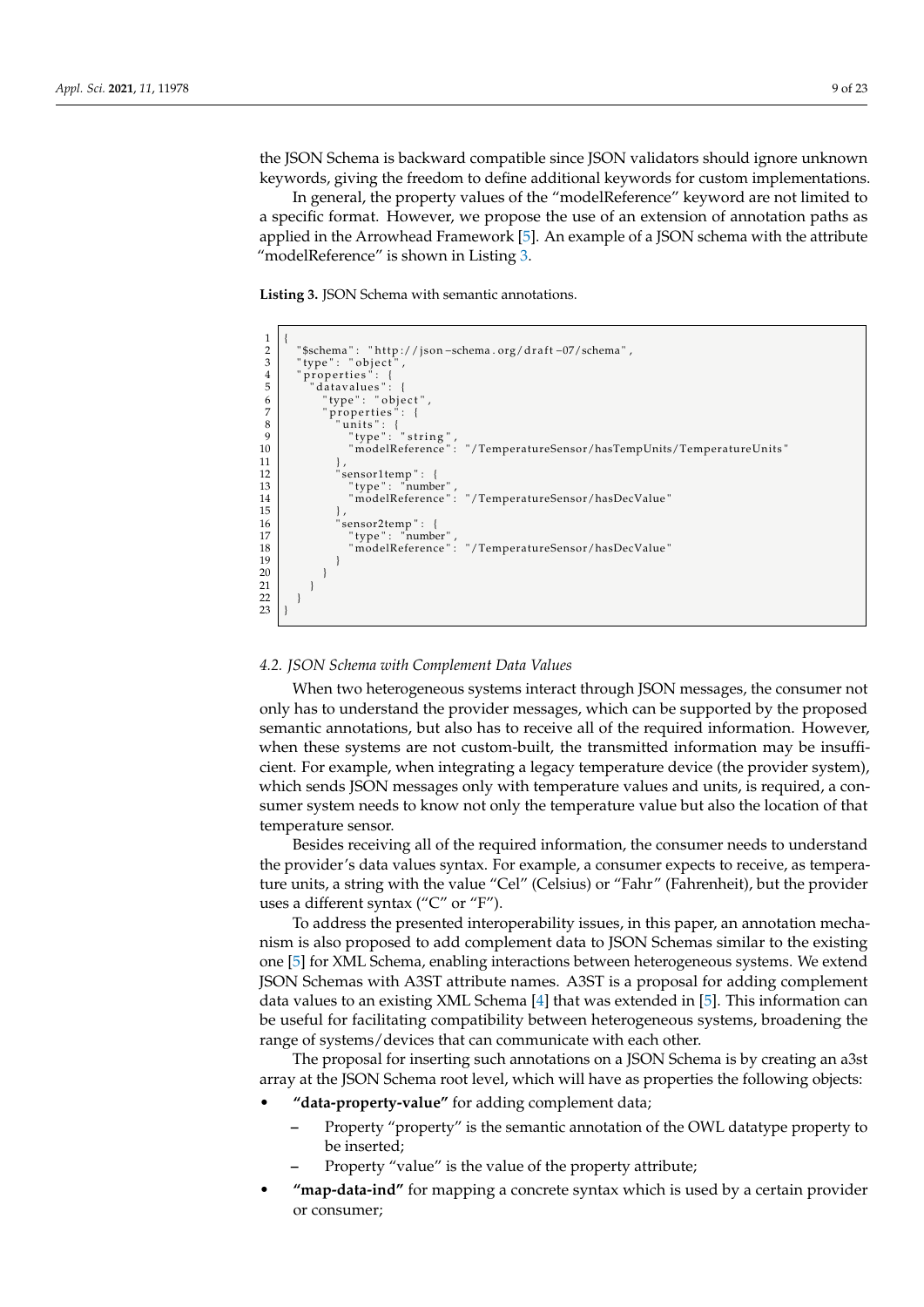the JSON Schema is backward compatible since JSON validators should ignore unknown keywords, giving the freedom to define additional keywords for custom implementations.

In general, the property values of the "modelReference" keyword are not limited to a specific format. However, we propose the use of an extension of annotation paths as applied in the Arrowhead Framework [5]. An example of a JSON schema with the attribute "modelReference" is shown in Listing 3.

**Listing 3.** JSON Schema with semantic annotations.

```
1  {
2    "$schema": "http://json-schema.org/draft-07/schema",
3    "type": "object",
4    "properties": {
5      "datavalues": {
6        "type": "object",
7        "properties": {
8          "units": {
9            "type": "string",
10           "modelReference": "/TemperatureSensor/hasTempUnits/TemperatureUnits"
11         },
12         "sensor1temp": {
13           "type": "number",
14           "modelReference": "/TemperatureSensor/hasDecValue"
15         },
16         "sensor2temp": {
17           "type": "number",
18           "modelReference": "/TemperatureSensor/hasDecValue"
19         }
20       }
21     }
22   }
23 }
```

### 4.2. JSON Schema with Complement Data Values

When two heterogeneous systems interact through JSON messages, the consumer not only has to understand the provider messages, which can be supported by the proposed semantic annotations, but also has to receive all of the required information. However, when these systems are not custom-built, the transmitted information may be insufficient. For example, when integrating a legacy temperature device (the provider system), which sends JSON messages only with temperature values and units, is required, a consumer system needs to know not only the temperature value but also the location of that temperature sensor.

Besides receiving all of the required information, the consumer needs to understand the provider's data values syntax. For example, a consumer expects to receive, as temperature units, a string with the value "Cel" (Celsius) or "Fahr" (Fahrenheit), but the provider uses a different syntax ("C" or "F").

To address the presented interoperability issues, in this paper, an annotation mechanism is also proposed to add complement data to JSON Schemas similar to the existing one [5] for XML Schema, enabling interactions between heterogeneous systems. We extend JSON Schemas with A3ST attribute names. A3ST is a proposal for adding complement data values to an existing XML Schema [4] that was extended in [5]. This information can be useful for facilitating compatibility between heterogeneous systems, broadening the range of systems/devices that can communicate with each other.

The proposal for inserting such annotations on a JSON Schema is by creating an a3st array at the JSON Schema root level, which will have as properties the following objects:

- **"data-property-value"** for adding complement data;
  - Property "property" is the semantic annotation of the OWL datatype property to be inserted;
  - Property "value" is the value of the property attribute;
- **"map-data-ind"** for mapping a concrete syntax which is used by a certain provider or consumer;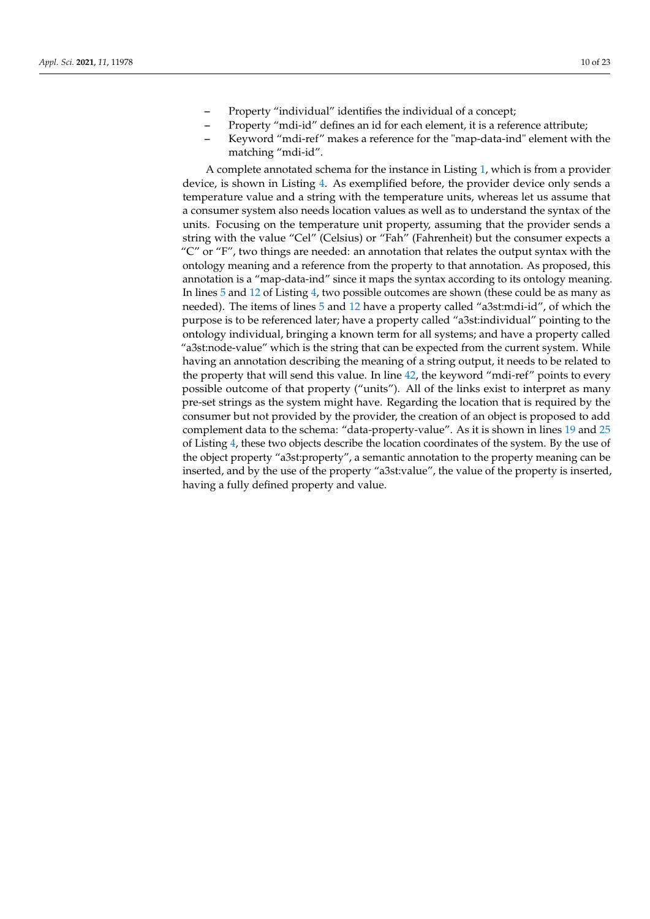- Property “individual” identifies the individual of a concept;
- Property “mdi-id” defines an id for each element, it is a reference attribute;
- Keyword “mdi-ref” makes a reference for the "map-data-ind" element with the matching “mdi-id”.

A complete annotated schema for the instance in Listing 1, which is from a provider device, is shown in Listing 4. As exemplified before, the provider device only sends a temperature value and a string with the temperature units, whereas let us assume that a consumer system also needs location values as well as to understand the syntax of the units. Focusing on the temperature unit property, assuming that the provider sends a string with the value “Cel” (Celsius) or “Fah” (Fahrenheit) but the consumer expects a “C” or “F”, two things are needed: an annotation that relates the output syntax with the ontology meaning and a reference from the property to that annotation. As proposed, this annotation is a “map-data-ind” since it maps the syntax according to its ontology meaning. In lines 5 and 12 of Listing 4, two possible outcomes are shown (these could be as many as needed). The items of lines 5 and 12 have a property called “a3st:mdi-id”, of which the purpose is to be referenced later; have a property called “a3st:individual” pointing to the ontology individual, bringing a known term for all systems; and have a property called “a3st:node-value” which is the string that can be expected from the current system. While having an annotation describing the meaning of a string output, it needs to be related to the property that will send this value. In line 42, the keyword “mdi-ref” points to every possible outcome of that property (“units”). All of the links exist to interpret as many pre-set strings as the system might have. Regarding the location that is required by the consumer but not provided by the provider, the creation of an object is proposed to add complement data to the schema: “data-property-value”. As it is shown in lines 19 and 25 of Listing 4, these two objects describe the location coordinates of the system. By the use of the object property “a3st:property”, a semantic annotation to the property meaning can be inserted, and by the use of the property “a3st:value”, the value of the property is inserted, having a fully defined property and value.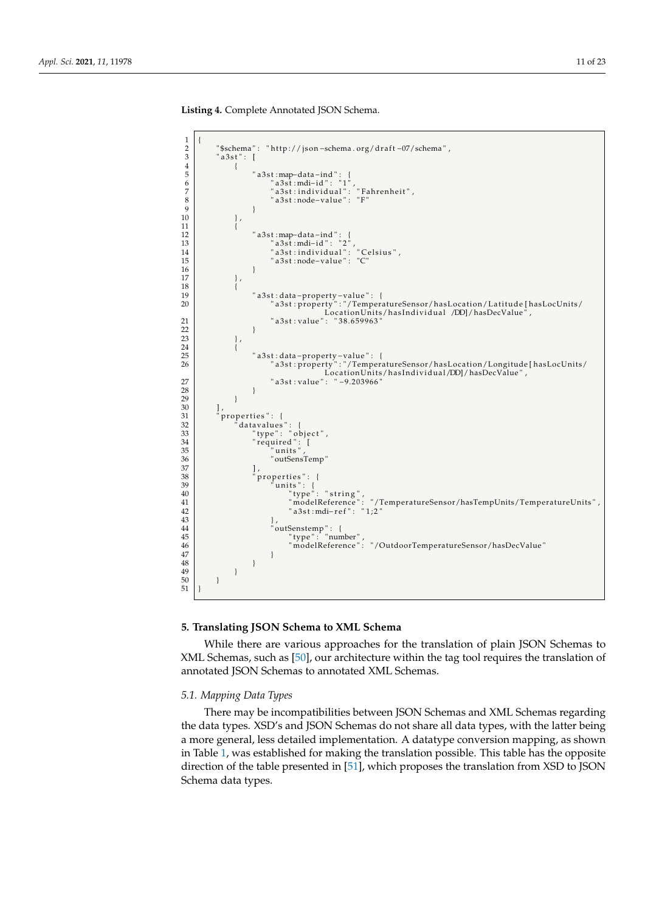**Listing 4.** Complete Annotated JSON Schema.

```
{
    "$schema": "http://json-schema.org/draft-07/schema",
    "a3st": [
        {
            "a3st:map-data-ind": {
                "a3st:mdi-id": "1",
                "a3st:individual": "Fahrenheit",
                "a3st:node-value": "F"
            }
        },
        {
            "a3st:map-data-ind": {
                "a3st:mdi-id": "2",
                "a3st:individual": "Celsius",
                "a3st:node-value": "C"
            }
        },
        {
            "a3st:data-property-value": {
                "a3st:property":"/TemperatureSensor/hasLocation/Latitude[hasLocUnits/
                            LocationUnits/hasIndividual /DD]/hasDecValue",
                "a3st:value": "38.659963"
            }
        },
        {
            "a3st:data-property-value": {
                "a3st:property":"/TemperatureSensor/hasLocation/Longitude[hasLocUnits/
                            LocationUnits/hasIndividual/DD]/hasDecValue",
                "a3st:value": "-9.203966"
            }
        }
    ],
    "properties": {
        "datavalues": {
            "type": "object",
            "required": [
                "units",
                "outSensTemp"
            ],
            "properties": {
                "units": {
                    "type": "string",
                    "modelReference": "/TemperatureSensor/hasTempUnits/TemperatureUnits",
                    "a3st:mdi-ref": "1;2"
                },
                "outSenstemp": {
                    "type": "number",
                    "modelReference": "/OutdoorTemperatureSensor/hasDecValue"
                }
            }
        }
    }
}
```

## 5. Translating JSON Schema to XML Schema

While there are various approaches for the translation of plain JSON Schemas to XML Schemas, such as [50], our architecture within the tag tool requires the translation of annotated JSON Schemas to annotated XML Schemas.

### 5.1. Mapping Data Types

There may be incompatibilities between JSON Schemas and XML Schemas regarding the data types. XSD's and JSON Schemas do not share all data types, with the latter being a more general, less detailed implementation. A datatype conversion mapping, as shown in Table 1, was established for making the translation possible. This table has the opposite direction of the table presented in [51], which proposes the translation from XSD to JSON Schema data types.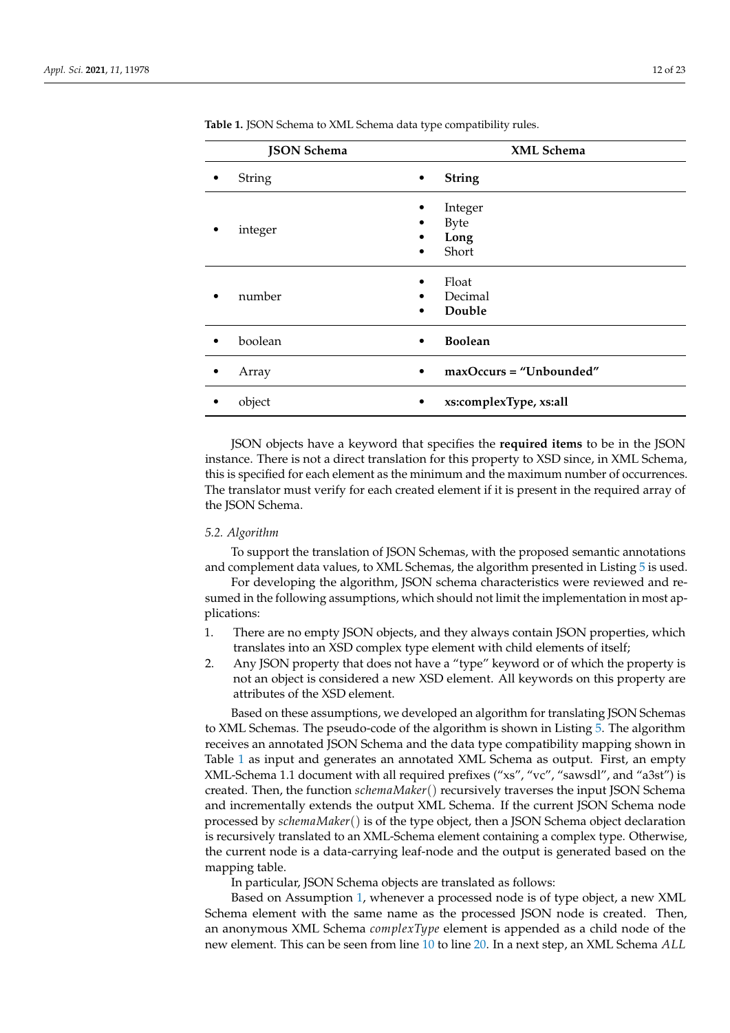**Table 1.** JSON Schema to XML Schema data type compatibility rules.

| JSON Schema | XML Schema |
|---|---|
| • String | • **String** |
| • integer | • Integer<br>• Byte<br>• **Long**<br>• Short |
| • number | • Float<br>• Decimal<br>• **Double** |
| • boolean | • **Boolean** |
| • Array | • **maxOccurs = "Unbounded"** |
| • object | • **xs:complexType, xs:all** |

JSON objects have a keyword that specifies the **required items** to be in the JSON instance. There is not a direct translation for this property to XSD since, in XML Schema, this is specified for each element as the minimum and the maximum number of occurrences. The translator must verify for each created element if it is present in the required array of the JSON Schema.

### 5.2. Algorithm

To support the translation of JSON Schemas, with the proposed semantic annotations and complement data values, to XML Schemas, the algorithm presented in Listing 5 is used.

For developing the algorithm, JSON schema characteristics were reviewed and resumed in the following assumptions, which should not limit the implementation in most applications:

1. There are no empty JSON objects, and they always contain JSON properties, which translates into an XSD complex type element with child elements of itself;
2. Any JSON property that does not have a "type" keyword or of which the property is not an object is considered a new XSD element. All keywords on this property are attributes of the XSD element.

Based on these assumptions, we developed an algorithm for translating JSON Schemas to XML Schemas. The pseudo-code of the algorithm is shown in Listing 5. The algorithm receives an annotated JSON Schema and the data type compatibility mapping shown in Table 1 as input and generates an annotated XML Schema as output. First, an empty XML-Schema 1.1 document with all required prefixes ("xs", "vc", "sawsdl", and "a3st") is created. Then, the function *schemaMaker*() recursively traverses the input JSON Schema and incrementally extends the output XML Schema. If the current JSON Schema node processed by *schemaMaker*() is of the type object, then a JSON Schema object declaration is recursively translated to an XML-Schema element containing a complex type. Otherwise, the current node is a data-carrying leaf-node and the output is generated based on the mapping table.

In particular, JSON Schema objects are translated as follows:

Based on Assumption 1, whenever a processed node is of type object, a new XML Schema element with the same name as the processed JSON node is created. Then, an anonymous XML Schema *complexType* element is appended as a child node of the new element. This can be seen from line 10 to line 20. In a next step, an XML Schema *ALL*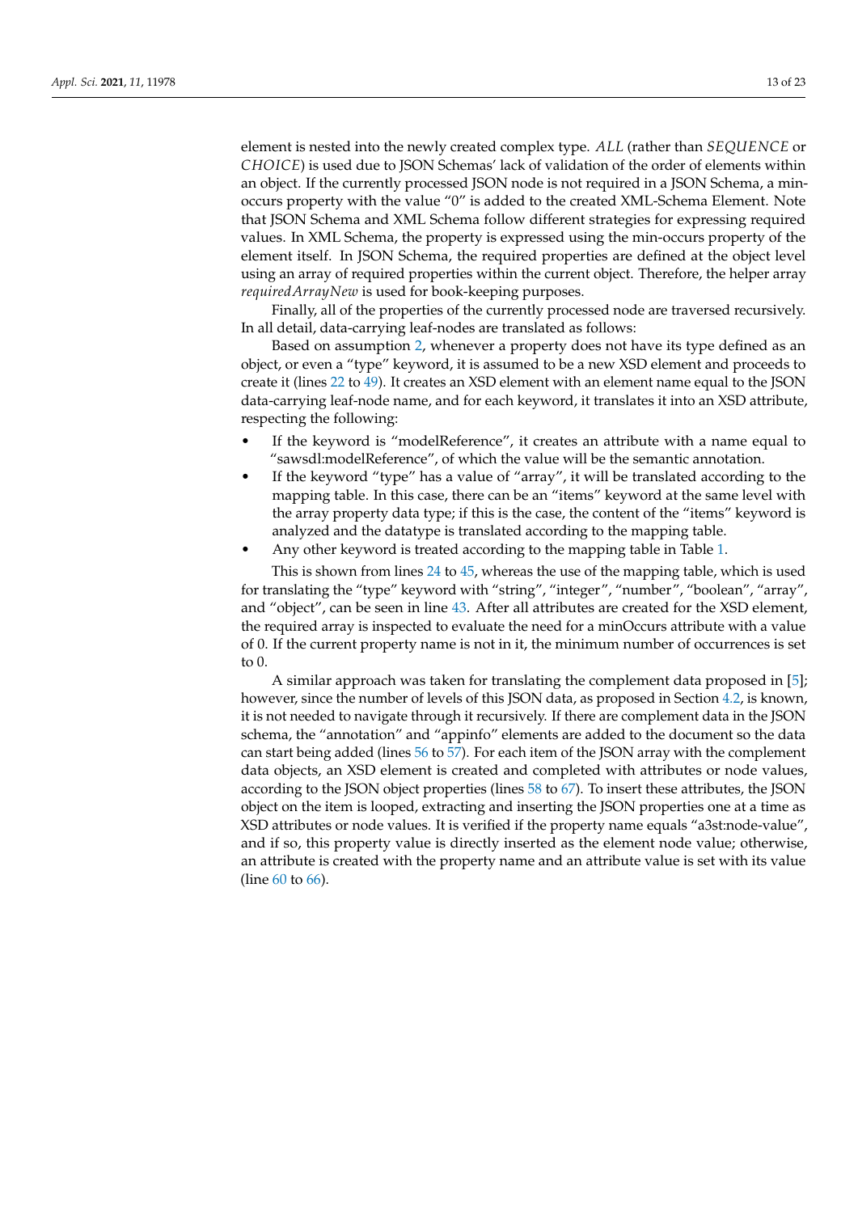element is nested into the newly created complex type. *ALL* (rather than *SEQUENCE* or *CHOICE*) is used due to JSON Schemas' lack of validation of the order of elements within an object. If the currently processed JSON node is not required in a JSON Schema, a min-occurs property with the value "0" is added to the created XML-Schema Element. Note that JSON Schema and XML Schema follow different strategies for expressing required values. In XML Schema, the property is expressed using the min-occurs property of the element itself. In JSON Schema, the required properties are defined at the object level using an array of required properties within the current object. Therefore, the helper array *requiredArrayNew* is used for book-keeping purposes.

Finally, all of the properties of the currently processed node are traversed recursively. In all detail, data-carrying leaf-nodes are translated as follows:

Based on assumption 2, whenever a property does not have its type defined as an object, or even a "type" keyword, it is assumed to be a new XSD element and proceeds to create it (lines 22 to 49). It creates an XSD element with an element name equal to the JSON data-carrying leaf-node name, and for each keyword, it translates it into an XSD attribute, respecting the following:

- If the keyword is "modelReference", it creates an attribute with a name equal to "sawsdl:modelReference", of which the value will be the semantic annotation.
- If the keyword "type" has a value of "array", it will be translated according to the mapping table. In this case, there can be an "items" keyword at the same level with the array property data type; if this is the case, the content of the "items" keyword is analyzed and the datatype is translated according to the mapping table.
- Any other keyword is treated according to the mapping table in Table 1.

This is shown from lines 24 to 45, whereas the use of the mapping table, which is used for translating the "type" keyword with "string", "integer", "number", "boolean", "array", and "object", can be seen in line 43. After all attributes are created for the XSD element, the required array is inspected to evaluate the need for a minOccurs attribute with a value of 0. If the current property name is not in it, the minimum number of occurrences is set to 0.

A similar approach was taken for translating the complement data proposed in [5]; however, since the number of levels of this JSON data, as proposed in Section 4.2, is known, it is not needed to navigate through it recursively. If there are complement data in the JSON schema, the "annotation" and "appinfo" elements are added to the document so the data can start being added (lines 56 to 57). For each item of the JSON array with the complement data objects, an XSD element is created and completed with attributes or node values, according to the JSON object properties (lines 58 to 67). To insert these attributes, the JSON object on the item is looped, extracting and inserting the JSON properties one at a time as XSD attributes or node values. It is verified if the property name equals "a3st:node-value", and if so, this property value is directly inserted as the element node value; otherwise, an attribute is created with the property name and an attribute value is set with its value (line 60 to 66).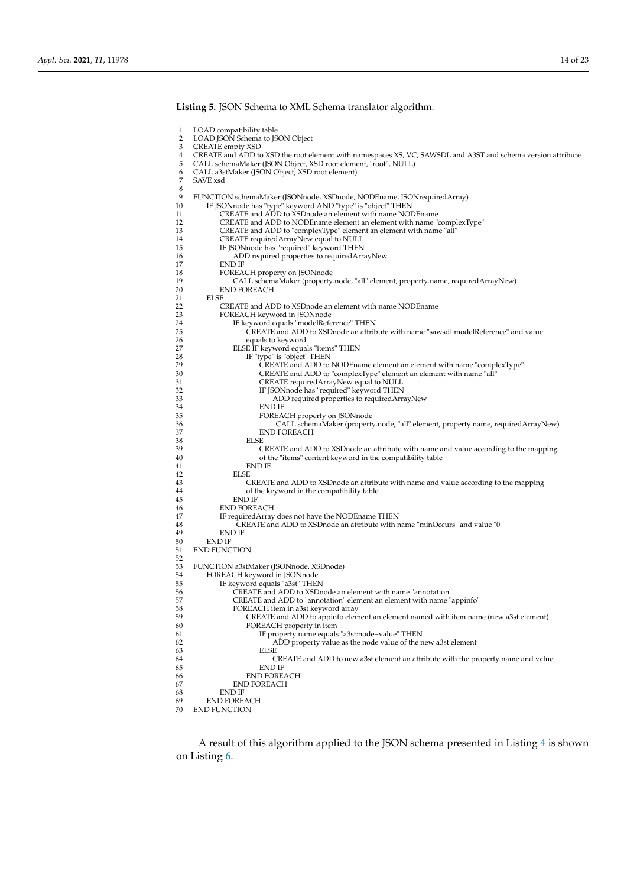**Listing 5.** JSON Schema to XML Schema translator algorithm.

```
1   LOAD compatibility table
2   LOAD JSON Schema to JSON Object
3   CREATE empty XSD
4   CREATE and ADD to XSD the root element with namespaces XS, VC, SAWSDL and A3ST and schema version attribute
5   CALL schemaMaker (JSON Object, XSD root element, "root", NULL)
6   CALL a3stMaker (JSON Object, XSD root element)
7   SAVE xsd
8
9   FUNCTION schemaMaker (JSONnode, XSDnode, NODEname, JSONrequiredArray)
10      IF JSONnode has "type" keyword AND "type" is "object" THEN
11          CREATE and ADD to XSDnode an element with name NODEname
12          CREATE and ADD to NODEname element an element with name "complexType"
13          CREATE and ADD to "complexType" element an element with name "all"
14          CREATE requiredArrayNew equal to NULL
15          IF JSONnode has "required" keyword THEN
16              ADD required properties to requiredArrayNew
17          END IF
18          FOREACH property on JSONnode
19              CALL schemaMaker (property.node, "all" element, property.name, requiredArrayNew)
20          END FOREACH
21      ELSE
22          CREATE and ADD to XSDnode an element with name NODEname
23          FOREACH keyword in JSONnode
24              IF keyword equals "modelReference" THEN
25                  CREATE and ADD to XSDnode an attribute with name "sawsdl:modelReference" and value
26                  equals to keyword
27              ELSE IF keyword equals "items" THEN
28                  IF "type" is "object" THEN
29                      CREATE and ADD to NODEname element an element with name "complexType"
30                      CREATE and ADD to "complexType" element an element with name "all"
31                      CREATE requiredArrayNew equal to NULL
32                      IF JSONnode has "required" keyword THEN
33                          ADD required properties to requiredArrayNew
34                      END IF
35                      FOREACH property on JSONnode
36                          CALL schemaMaker (property.node, "all" element, property.name, requiredArrayNew)
37                      END FOREACH
38                  ELSE
39                      CREATE and ADD to XSDnode an attribute with name and value according to the mapping
40                      of the "items" content keyword in the compatibility table
41                  END IF
42              ELSE
43                  CREATE and ADD to XSDnode an attribute with name and value according to the mapping
44                  of the keyword in the compatibility table
45              END IF
46          END FOREACH
47          IF requiredArray does not have the NODEname THEN
48              CREATE and ADD to XSDnode an attribute with name "minOccurs" and value "0"
49          END IF
50      END IF
51  END FUNCTION
52
53  FUNCTION a3stMaker (JSONnode, XSDnode)
54      FOREACH keyword in JSONnode
55          IF keyword equals "a3st" THEN
56              CREATE and ADD to XSDnode an element with name "annotation"
57              CREATE and ADD to "annotation" element an element with name "appinfo"
58              FOREACH item in a3st keyword array
59                  CREATE and ADD to appinfo element an element named with item name (new a3st element)
60                  FOREACH property in item
61                      IF property name equals "a3st:node-value" THEN
62                          ADD property value as the node value of the new a3st element
63                      ELSE
64                          CREATE and ADD to new a3st element an attribute with the property name and value
65                      END IF
66                  END FOREACH
67              END FOREACH
68          END IF
69      END FOREACH
70  END FUNCTION
```

A result of this algorithm applied to the JSON schema presented in Listing 4 is shown on Listing 6.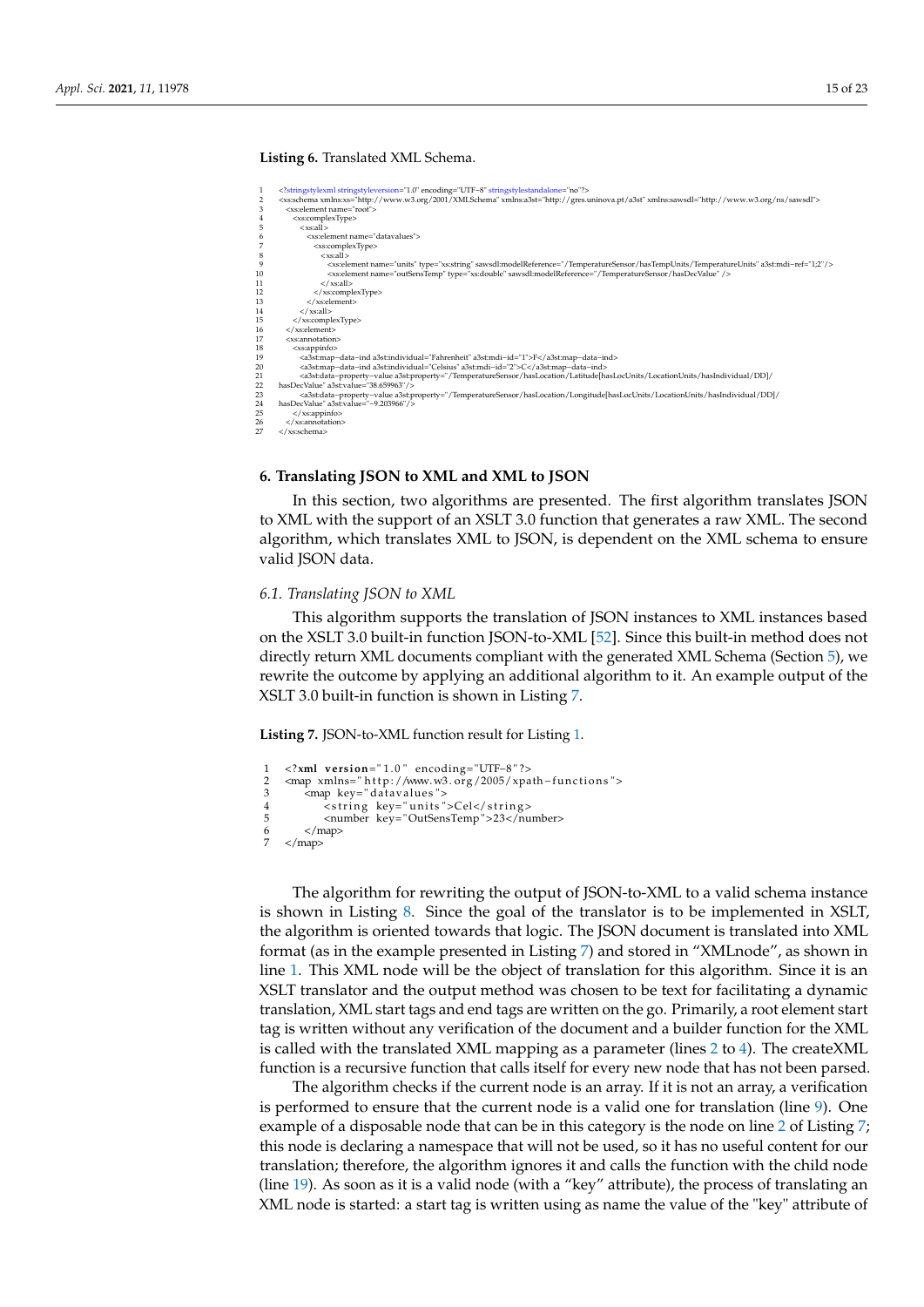**Listing 6.** Translated XML Schema.

```
1   <?stringstylexml stringstyleversion="1.0" encoding="UTF-8" stringstylestandalone="no"?>
2   <xs:schema xmlns:xs="http://www.w3.org/2001/XMLSchema" xmlns:a3st="http://gres.uninova.pt/a3st" xmlns:sawsdl="http://www.w3.org/ns/sawsdl">
3     <xs:element name="root">
4       <xs:complexType>
5         <xs:all>
6           <xs:element name="datavalues">
7             <xs:complexType>
8               <xs:all>
9                 <xs:element name="units" type="xs:string" sawsdl:modelReference="/TemperatureSensor/hasTempUnits/TemperatureUnits" a3st:mdi-ref="1;2"/>
10                <xs:element name="outSensTemp" type="xs:double" sawsdl:modelReference="/TemperatureSensor/hasDecValue" />
11              </xs:all>
12            </xs:complexType>
13          </xs:element>
14        </xs:all>
15      </xs:complexType>
16    </xs:element>
17    <xs:annotation>
18      <xs:appinfo>
19        <a3st:map-data-ind a3st:individual="Fahrenheit" a3st:mdi-id="1">F</a3st:map-data-ind>
20        <a3st:map-data-ind a3st:individual="Celsius" a3st:mdi-id="2">C</a3st:map-data-ind>
21        <a3st:data-property-value a3st:property="/TemperatureSensor/hasLocation/Latitude[hasLocUnits/LocationUnits/hasIndividual/DD]/
22  hasDecValue" a3st:value="38.659963"/>
23        <a3st:data-property-value a3st:property="/TemperatureSensor/hasLocation/Longitude[hasLocUnits/LocationUnits/hasIndividual/DD]/
24  hasDecValue" a3st:value="-9.203966"/>
25      </xs:appinfo>
26    </xs:annotation>
27  </xs:schema>
```

## 6. Translating JSON to XML and XML to JSON

In this section, two algorithms are presented. The first algorithm translates JSON to XML with the support of an XSLT 3.0 function that generates a raw XML. The second algorithm, which translates XML to JSON, is dependent on the XML schema to ensure valid JSON data.

### *6.1. Translating JSON to XML*

This algorithm supports the translation of JSON instances to XML instances based on the XSLT 3.0 built-in function JSON-to-XML [52]. Since this built-in method does not directly return XML documents compliant with the generated XML Schema (Section 5), we rewrite the outcome by applying an additional algorithm to it. An example output of the XSLT 3.0 built-in function is shown in Listing 7.

**Listing 7.** JSON-to-XML function result for Listing 1.

```
1  <?xml version="1.0" encoding="UTF-8"?>
2  <map xmlns="http://www.w3.org/2005/xpath-functions">
3      <map key="datavalues">
4          <string key="units">Cel</string>
5          <number key="OutSensTemp">23</number>
6      </map>
7  </map>
```

The algorithm for rewriting the output of JSON-to-XML to a valid schema instance is shown in Listing 8. Since the goal of the translator is to be implemented in XSLT, the algorithm is oriented towards that logic. The JSON document is translated into XML format (as in the example presented in Listing 7) and stored in "XMLnode", as shown in line 1. This XML node will be the object of translation for this algorithm. Since it is an XSLT translator and the output method was chosen to be text for facilitating a dynamic translation, XML start tags and end tags are written on the go. Primarily, a root element start tag is written without any verification of the document and a builder function for the XML is called with the translated XML mapping as a parameter (lines 2 to 4). The createXML function is a recursive function that calls itself for every new node that has not been parsed.

The algorithm checks if the current node is an array. If it is not an array, a verification is performed to ensure that the current node is a valid one for translation (line 9). One example of a disposable node that can be in this category is the node on line 2 of Listing 7; this node is declaring a namespace that will not be used, so it has no useful content for our translation; therefore, the algorithm ignores it and calls the function with the child node (line 19). As soon as it is a valid node (with a "key" attribute), the process of translating an XML node is started: a start tag is written using as name the value of the "key" attribute of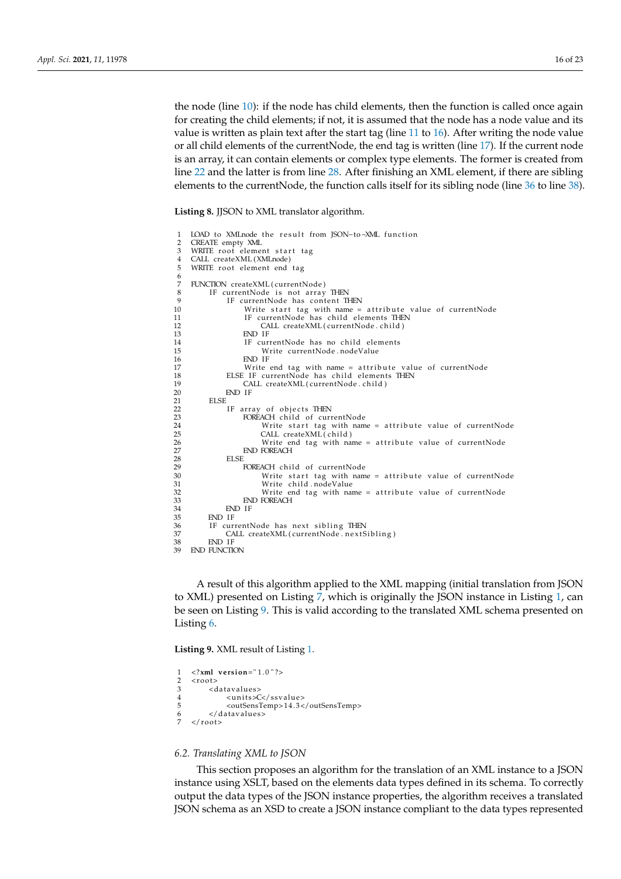the node (line 10): if the node has child elements, then the function is called once again for creating the child elements; if not, it is assumed that the node has a node value and its value is written as plain text after the start tag (line 11 to 16). After writing the node value or all child elements of the currentNode, the end tag is written (line 17). If the current node is an array, it can contain elements or complex type elements. The former is created from line 22 and the latter is from line 28. After finishing an XML element, if there are sibling elements to the currentNode, the function calls itself for its sibling node (line 36 to line 38).

**Listing 8.** JJSON to XML translator algorithm.

```
1  LOAD to XMLnode the result from JSON-to-XML function
2  CREATE empty XML
3  WRITE root element start tag
4  CALL createXML(XMLnode)
5  WRITE root element end tag
6
7  FUNCTION createXML(currentNode)
8      IF currentNode is not array THEN
9          IF currentNode has content THEN
10             Write start tag with name = attribute value of currentNode
11             IF currentNode has child elements THEN
12                 CALL createXML(currentNode.child)
13             END IF
14             IF currentNode has no child elements
15                 Write currentNode.nodeValue
16             END IF
17             Write end tag with name = attribute value of currentNode
18         ELSE IF currentNode has child elements THEN
19             CALL createXML(currentNode.child)
20         END IF
21     ELSE
22         IF array of objects THEN
23             FOREACH child of currentNode
24                 Write start tag with name = attribute value of currentNode
25                 CALL createXML(child)
26                 Write end tag with name = attribute value of currentNode
27             END FOREACH
28         ELSE
29             FOREACH child of currentNode
30                 Write start tag with name = attribute value of currentNode
31                 Write child.nodeValue
32                 Write end tag with name = attribute value of currentNode
33             END FOREACH
34         END IF
35     END IF
36     IF currentNode has next sibling THEN
37         CALL createXML(currentNode.nextSibling)
38     END IF
39 END FUNCTION
```

A result of this algorithm applied to the XML mapping (initial translation from JSON to XML) presented on Listing 7, which is originally the JSON instance in Listing 1, can be seen on Listing 9. This is valid according to the translated XML schema presented on Listing 6.

**Listing 9.** XML result of Listing 1.

```
1  <?xml version="1.0"?>
2  <root>
3      <datavalues>
4          <units>C</ssvalue>
5          <outSensTemp>14.3</outSensTemp>
6      </datavalues>
7  </root>
```

### 6.2. Translating XML to JSON

This section proposes an algorithm for the translation of an XML instance to a JSON instance using XSLT, based on the elements data types defined in its schema. To correctly output the data types of the JSON instance properties, the algorithm receives a translated JSON schema as an XSD to create a JSON instance compliant to the data types represented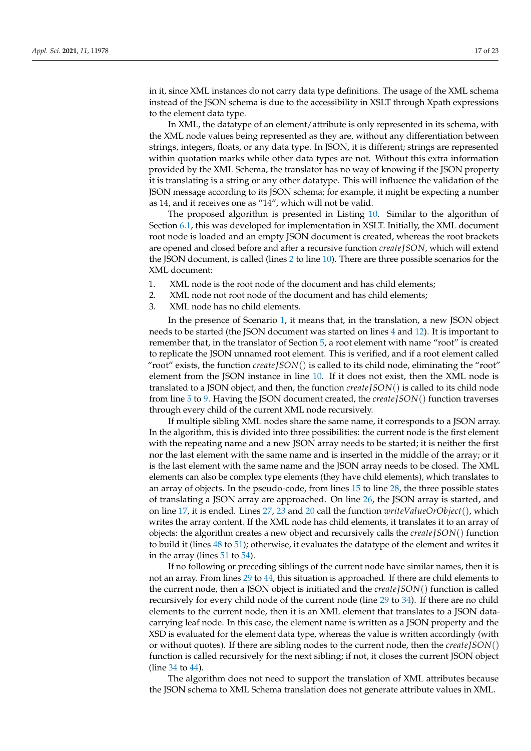in it, since XML instances do not carry data type definitions. The usage of the XML schema instead of the JSON schema is due to the accessibility in XSLT through Xpath expressions to the element data type.

In XML, the datatype of an element/attribute is only represented in its schema, with the XML node values being represented as they are, without any differentiation between strings, integers, floats, or any data type. In JSON, it is different; strings are represented within quotation marks while other data types are not. Without this extra information provided by the XML Schema, the translator has no way of knowing if the JSON property it is translating is a string or any other datatype. This will influence the validation of the JSON message according to its JSON schema; for example, it might be expecting a number as 14, and it receives one as "14", which will not be valid.

The proposed algorithm is presented in Listing 10. Similar to the algorithm of Section 6.1, this was developed for implementation in XSLT. Initially, the XML document root node is loaded and an empty JSON document is created, whereas the root brackets are opened and closed before and after a recursive function *createJSON*, which will extend the JSON document, is called (lines 2 to line 10). There are three possible scenarios for the XML document:

1. XML node is the root node of the document and has child elements;
2. XML node not root node of the document and has child elements;
3. XML node has no child elements.

In the presence of Scenario 1, it means that, in the translation, a new JSON object needs to be started (the JSON document was started on lines 4 and 12). It is important to remember that, in the translator of Section 5, a root element with name "root" is created to replicate the JSON unnamed root element. This is verified, and if a root element called "root" exists, the function *createJSON*() is called to its child node, eliminating the "root" element from the JSON instance in line 10. If it does not exist, then the XML node is translated to a JSON object, and then, the function *createJSON*() is called to its child node from line 5 to 9. Having the JSON document created, the *createJSON*() function traverses through every child of the current XML node recursively.

If multiple sibling XML nodes share the same name, it corresponds to a JSON array. In the algorithm, this is divided into three possibilities: the current node is the first element with the repeating name and a new JSON array needs to be started; it is neither the first nor the last element with the same name and is inserted in the middle of the array; or it is the last element with the same name and the JSON array needs to be closed. The XML elements can also be complex type elements (they have child elements), which translates to an array of objects. In the pseudo-code, from lines 15 to line 28, the three possible states of translating a JSON array are approached. On line 26, the JSON array is started, and on line 17, it is ended. Lines 27, 23 and 20 call the function *writeValueOrObject*(), which writes the array content. If the XML node has child elements, it translates it to an array of objects: the algorithm creates a new object and recursively calls the *createJSON*() function to build it (lines 48 to 51); otherwise, it evaluates the datatype of the element and writes it in the array (lines 51 to 54).

If no following or preceding siblings of the current node have similar names, then it is not an array. From lines 29 to 44, this situation is approached. If there are child elements to the current node, then a JSON object is initiated and the *createJSON*() function is called recursively for every child node of the current node (line 29 to 34). If there are no child elements to the current node, then it is an XML element that translates to a JSON data-carrying leaf node. In this case, the element name is written as a JSON property and the XSD is evaluated for the element data type, whereas the value is written accordingly (with or without quotes). If there are sibling nodes to the current node, then the *createJSON*() function is called recursively for the next sibling; if not, it closes the current JSON object (line 34 to 44).

The algorithm does not need to support the translation of XML attributes because the JSON schema to XML Schema translation does not generate attribute values in XML.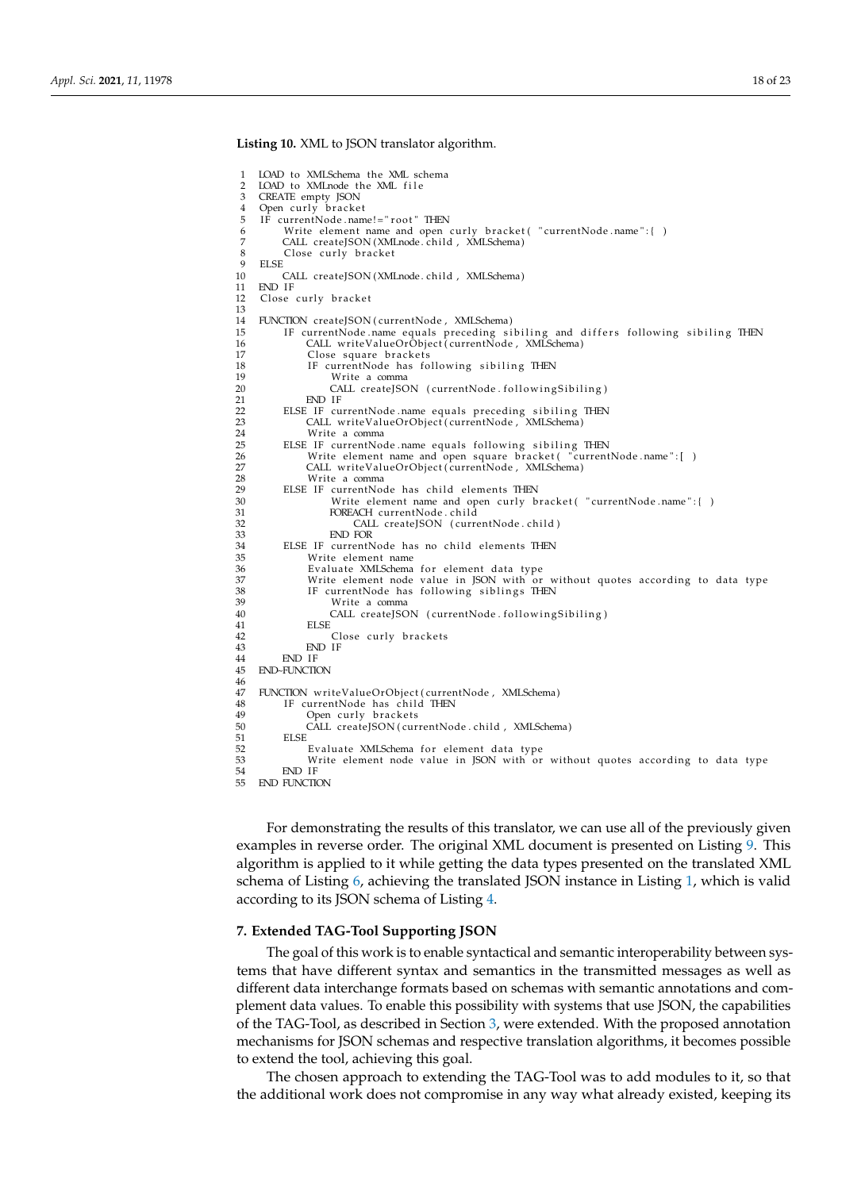**Listing 10.** XML to JSON translator algorithm.

```
1  LOAD to XMLSchema the XML schema
2  LOAD to XMLnode the XML file
3  CREATE empty JSON
4  Open curly bracket
5  IF currentNode.name!="root" THEN
6       Write element name and open curly bracket( "currentNode.name":{ )
7       CALL createJSON(XMLnode.child, XMLSchema)
8       Close curly bracket
9  ELSE
10      CALL createJSON(XMLnode.child, XMLSchema)
11 END IF
12 Close curly bracket
13
14 FUNCTION createJSON(currentNode, XMLSchema)
15      IF currentNode.name equals preceding sibiling and differs following sibiling THEN
16           CALL writeValueOrObject(currentNode, XMLSchema)
17           Close square brackets
18           IF currentNode has following sibiling THEN
19                Write a comma
20                CALL createJSON (currentNode.followingSibiling)
21           END IF
22      ELSE IF currentNode.name equals preceding sibiling THEN
23           CALL writeValueOrObject(currentNode, XMLSchema)
24           Write a comma
25      ELSE IF currentNode.name equals following sibiling THEN
26           Write element name and open square bracket( "currentNode.name":[ )
27           CALL writeValueOrObject(currentNode, XMLSchema)
28           Write a comma
29      ELSE IF currentNode has child elements THEN
30                Write element name and open curly bracket( "currentNode.name":{ )
31                FOREACH currentNode.child
32                     CALL createJSON (currentNode.child)
33                END FOR
34      ELSE IF currentNode has no child elements THEN
35           Write element name
36           Evaluate XMLSchema for element data type
37           Write element node value in JSON with or without quotes according to data type
38           IF currentNode has following siblings THEN
39                Write a comma
40                CALL createJSON (currentNode.followingSibiling)
41           ELSE
42                Close curly brackets
43           END IF
44      END IF
45 END-FUNCTION
46
47 FUNCTION writeValueOrObject(currentNode, XMLSchema)
48      IF currentNode has child THEN
49           Open curly brackets
50           CALL createJSON(currentNode.child, XMLSchema)
51      ELSE
52           Evaluate XMLSchema for element data type
53           Write element node value in JSON with or without quotes according to data type
54      END IF
55 END FUNCTION
```

For demonstrating the results of this translator, we can use all of the previously given examples in reverse order. The original XML document is presented on Listing 9. This algorithm is applied to it while getting the data types presented on the translated XML schema of Listing 6, achieving the translated JSON instance in Listing 1, which is valid according to its JSON schema of Listing 4.

## 7. Extended TAG-Tool Supporting JSON

The goal of this work is to enable syntactical and semantic interoperability between systems that have different syntax and semantics in the transmitted messages as well as different data interchange formats based on schemas with semantic annotations and complement data values. To enable this possibility with systems that use JSON, the capabilities of the TAG-Tool, as described in Section 3, were extended. With the proposed annotation mechanisms for JSON schemas and respective translation algorithms, it becomes possible to extend the tool, achieving this goal.

The chosen approach to extending the TAG-Tool was to add modules to it, so that the additional work does not compromise in any way what already existed, keeping its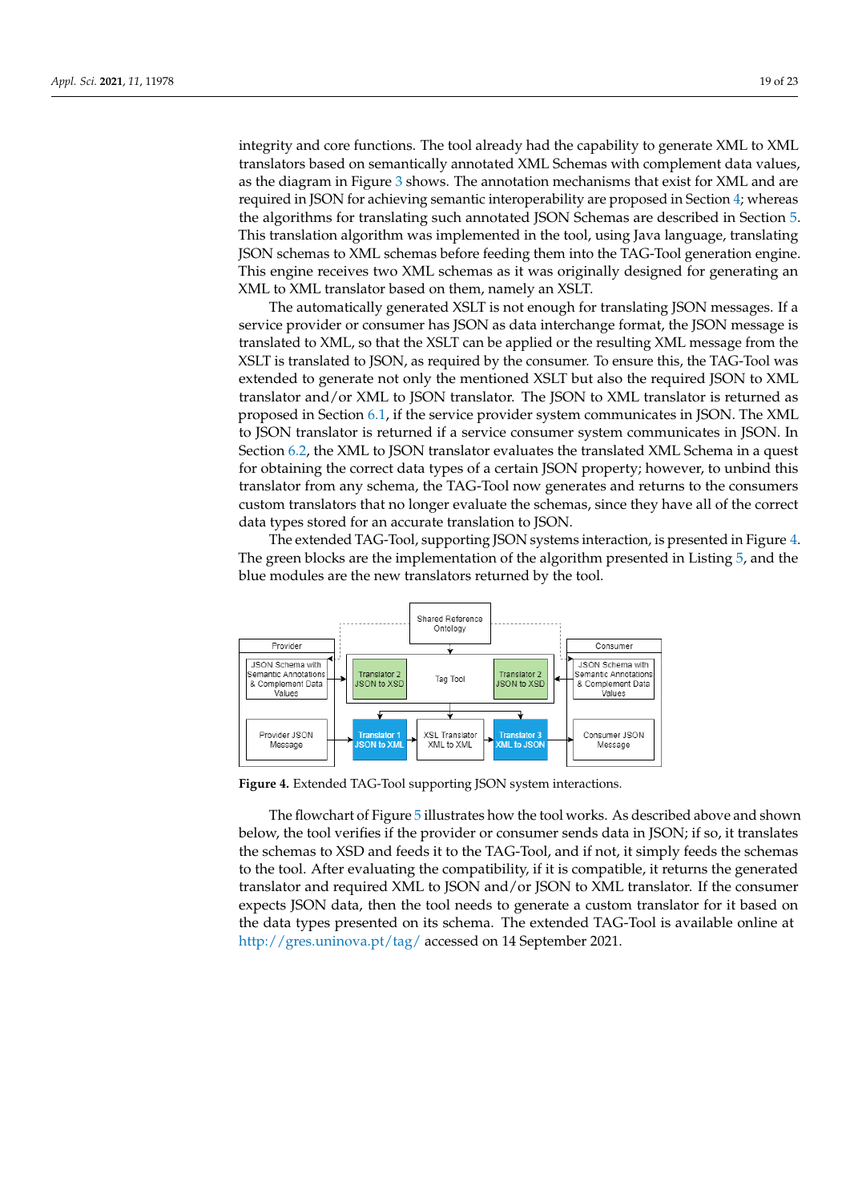integrity and core functions. The tool already had the capability to generate XML to XML translators based on semantically annotated XML Schemas with complement data values, as the diagram in Figure 3 shows. The annotation mechanisms that exist for XML and are required in JSON for achieving semantic interoperability are proposed in Section 4; whereas the algorithms for translating such annotated JSON Schemas are described in Section 5. This translation algorithm was implemented in the tool, using Java language, translating JSON schemas to XML schemas before feeding them into the TAG-Tool generation engine. This engine receives two XML schemas as it was originally designed for generating an XML to XML translator based on them, namely an XSLT.

The automatically generated XSLT is not enough for translating JSON messages. If a service provider or consumer has JSON as data interchange format, the JSON message is translated to XML, so that the XSLT can be applied or the resulting XML message from the XSLT is translated to JSON, as required by the consumer. To ensure this, the TAG-Tool was extended to generate not only the mentioned XSLT but also the required JSON to XML translator and/or XML to JSON translator. The JSON to XML translator is returned as proposed in Section 6.1, if the service provider system communicates in JSON. The XML to JSON translator is returned if a service consumer system communicates in JSON. In Section 6.2, the XML to JSON translator evaluates the translated XML Schema in a quest for obtaining the correct data types of a certain JSON property; however, to unbind this translator from any schema, the TAG-Tool now generates and returns to the consumers custom translators that no longer evaluate the schemas, since they have all of the correct data types stored for an accurate translation to JSON.

The extended TAG-Tool, supporting JSON systems interaction, is presented in Figure 4. The green blocks are the implementation of the algorithm presented in Listing 5, and the blue modules are the new translators returned by the tool.

**Figure 4.** Extended TAG-Tool supporting JSON system interactions.

The flowchart of Figure 5 illustrates how the tool works. As described above and shown below, the tool verifies if the provider or consumer sends data in JSON; if so, it translates the schemas to XSD and feeds it to the TAG-Tool, and if not, it simply feeds the schemas to the tool. After evaluating the compatibility, if it is compatible, it returns the generated translator and required XML to JSON and/or JSON to XML translator. If the consumer expects JSON data, then the tool needs to generate a custom translator for it based on the data types presented on its schema. The extended TAG-Tool is available online at http://gres.uninova.pt/tag/ accessed on 14 September 2021.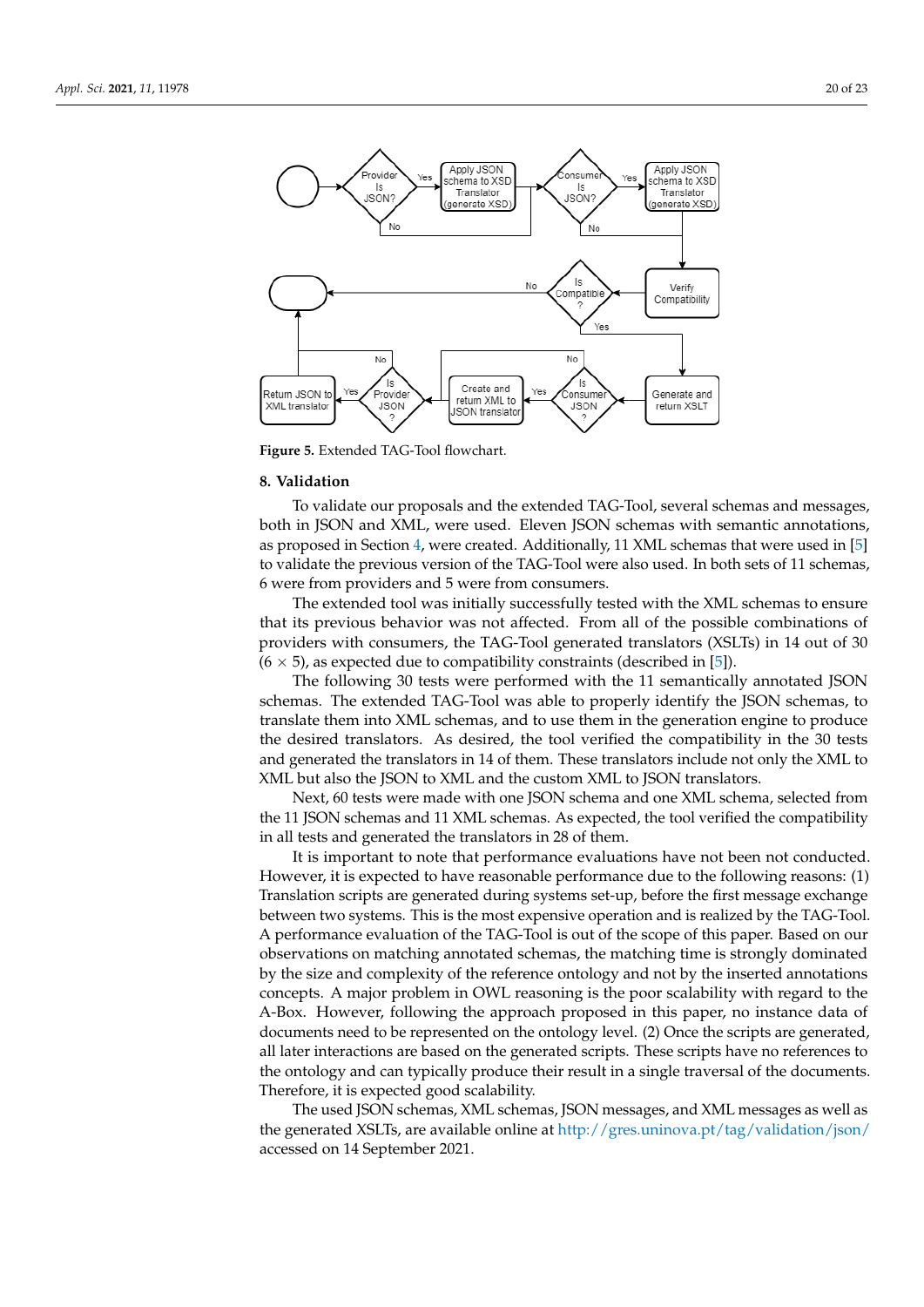Figure 5. Extended TAG-Tool flowchart.

## 8. Validation

To validate our proposals and the extended TAG-Tool, several schemas and messages, both in JSON and XML, were used. Eleven JSON schemas with semantic annotations, as proposed in Section 4, were created. Additionally, 11 XML schemas that were used in [5] to validate the previous version of the TAG-Tool were also used. In both sets of 11 schemas, 6 were from providers and 5 were from consumers.

The extended tool was initially successfully tested with the XML schemas to ensure that its previous behavior was not affected. From all of the possible combinations of providers with consumers, the TAG-Tool generated translators (XSLTs) in 14 out of 30 ($6 \times 5$), as expected due to compatibility constraints (described in [5]).

The following 30 tests were performed with the 11 semantically annotated JSON schemas. The extended TAG-Tool was able to properly identify the JSON schemas, to translate them into XML schemas, and to use them in the generation engine to produce the desired translators. As desired, the tool verified the compatibility in the 30 tests and generated the translators in 14 of them. These translators include not only the XML to XML but also the JSON to XML and the custom XML to JSON translators.

Next, 60 tests were made with one JSON schema and one XML schema, selected from the 11 JSON schemas and 11 XML schemas. As expected, the tool verified the compatibility in all tests and generated the translators in 28 of them.

It is important to note that performance evaluations have not been not conducted. However, it is expected to have reasonable performance due to the following reasons: (1) Translation scripts are generated during systems set-up, before the first message exchange between two systems. This is the most expensive operation and is realized by the TAG-Tool. A performance evaluation of the TAG-Tool is out of the scope of this paper. Based on our observations on matching annotated schemas, the matching time is strongly dominated by the size and complexity of the reference ontology and not by the inserted annotations concepts. A major problem in OWL reasoning is the poor scalability with regard to the A-Box. However, following the approach proposed in this paper, no instance data of documents need to be represented on the ontology level. (2) Once the scripts are generated, all later interactions are based on the generated scripts. These scripts have no references to the ontology and can typically produce their result in a single traversal of the documents. Therefore, it is expected good scalability.

The used JSON schemas, XML schemas, JSON messages, and XML messages as well as the generated XSLTs, are available online at http://gres.uninova.pt/tag/validation/json/ accessed on 14 September 2021.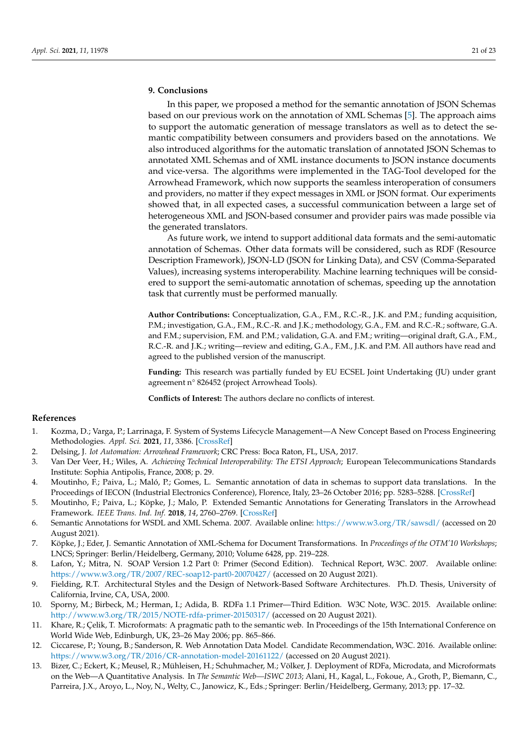## 9. Conclusions

In this paper, we proposed a method for the semantic annotation of JSON Schemas based on our previous work on the annotation of XML Schemas [5]. The approach aims to support the automatic generation of message translators as well as to detect the semantic compatibility between consumers and providers based on the annotations. We also introduced algorithms for the automatic translation of annotated JSON Schemas to annotated XML Schemas and of XML instance documents to JSON instance documents and vice-versa. The algorithms were implemented in the TAG-Tool developed for the Arrowhead Framework, which now supports the seamless interoperation of consumers and providers, no matter if they expect messages in XML or JSON format. Our experiments showed that, in all expected cases, a successful communication between a large set of heterogeneous XML and JSON-based consumer and provider pairs was made possible via the generated translators.

As future work, we intend to support additional data formats and the semi-automatic annotation of Schemas. Other data formats will be considered, such as RDF (Resource Description Framework), JSON-LD (JSON for Linking Data), and CSV (Comma-Separated Values), increasing systems interoperability. Machine learning techniques will be considered to support the semi-automatic annotation of schemas, speeding up the annotation task that currently must be performed manually.

**Author Contributions:** Conceptualization, G.A., F.M., R.C.-R., J.K. and P.M.; funding acquisition, P.M.; investigation, G.A., F.M., R.C.-R. and J.K.; methodology, G.A., F.M. and R.C.-R.; software, G.A. and F.M.; supervision, F.M. and P.M.; validation, G.A. and F.M.; writing—original draft, G.A., F.M., R.C.-R. and J.K.; writing—review and editing, G.A., F.M., J.K. and P.M. All authors have read and agreed to the published version of the manuscript.

**Funding:** This research was partially funded by EU ECSEL Joint Undertaking (JU) under grant agreement n° 826452 (project Arrowhead Tools).

**Conflicts of Interest:** The authors declare no conflicts of interest.

## References

1. Kozma, D.; Varga, P.; Larrinaga, F. System of Systems Lifecycle Management—A New Concept Based on Process Engineering Methodologies. *Appl. Sci.* **2021**, *11*, 3386. [CrossRef]
2. Delsing, J. *Iot Automation: Arrowhead Framework*; CRC Press: Boca Raton, FL, USA, 2017.
3. Van Der Veer, H.; Wiles, A. *Achieving Technical Interoperability: The ETSI Approach*; European Telecommunications Standards Institute: Sophia Antipolis, France, 2008; p. 29.
4. Moutinho, F.; Paiva, L.; Maló, P.; Gomes, L. Semantic annotation of data in schemas to support data translations. In the Proceedings of IECON (Industrial Electronics Conference), Florence, Italy, 23–26 October 2016; pp. 5283–5288. [CrossRef]
5. Moutinho, F.; Paiva, L.; Köpke, J.; Malo, P. Extended Semantic Annotations for Generating Translators in the Arrowhead Framework. *IEEE Trans. Ind. Inf.* **2018**, *14*, 2760–2769. [CrossRef]
6. Semantic Annotations for WSDL and XML Schema. 2007. Available online: https://www.w3.org/TR/sawsdl/ (accessed on 20 August 2021).
7. Köpke, J.; Eder, J. Semantic Annotation of XML-Schema for Document Transformations. In *Proceedings of the OTM'10 Workshops*; LNCS; Springer: Berlin/Heidelberg, Germany, 2010; Volume 6428, pp. 219–228.
8. Lafon, Y.; Mitra, N. SOAP Version 1.2 Part 0: Primer (Second Edition). Technical Report, W3C. 2007. Available online: https://www.w3.org/TR/2007/REC-soap12-part0-20070427/ (accessed on 20 August 2021).
9. Fielding, R.T. Architectural Styles and the Design of Network-Based Software Architectures. Ph.D. Thesis, University of California, Irvine, CA, USA, 2000.
10. Sporny, M.; Birbeck, M.; Herman, I.; Adida, B. RDFa 1.1 Primer—Third Edition. W3C Note, W3C. 2015. Available online: http://www.w3.org/TR/2015/NOTE-rdfa-primer-20150317/ (accessed on 20 August 2021).
11. Khare, R.; Çelik, T. Microformats: A pragmatic path to the semantic web. In Proceedings of the 15th International Conference on World Wide Web, Edinburgh, UK, 23–26 May 2006; pp. 865–866.
12. Ciccarese, P.; Young, B.; Sanderson, R. Web Annotation Data Model. Candidate Recommendation, W3C. 2016. Available online: https://www.w3.org/TR/2016/CR-annotation-model-20161122/ (accessed on 20 August 2021).
13. Bizer, C.; Eckert, K.; Meusel, R.; Mühleisen, H.; Schuhmacher, M.; Völker, J. Deployment of RDFa, Microdata, and Microformats on the Web—A Quantitative Analysis. In *The Semantic Web—ISWC 2013*; Alani, H., Kagal, L., Fokoue, A., Groth, P., Biemann, C., Parreira, J.X., Aroyo, L., Noy, N., Welty, C., Janowicz, K., Eds.; Springer: Berlin/Heidelberg, Germany, 2013; pp. 17–32.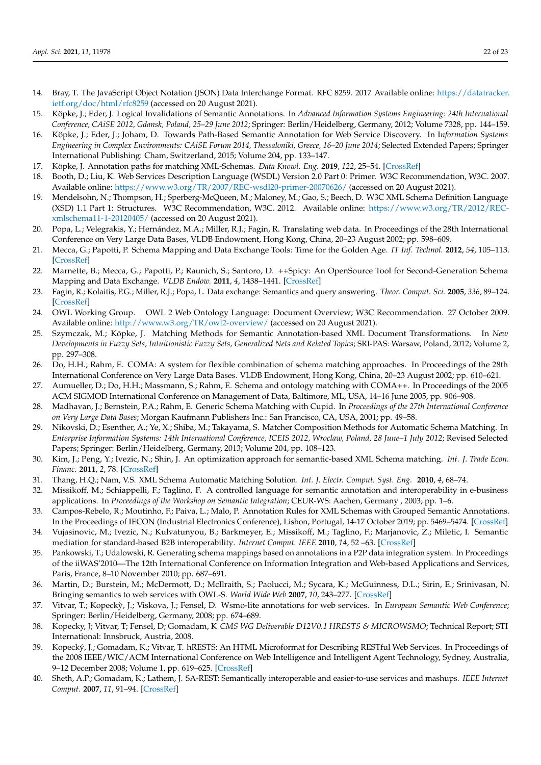14. Bray, T. The JavaScript Object Notation (JSON) Data Interchange Format. RFC 8259. 2017 Available online: https://datatracker.ietf.org/doc/html/rfc8259 (accessed on 20 August 2021).
15. Köpke, J.; Eder, J. Logical Invalidations of Semantic Annotations. In *Advanced Information Systems Engineering: 24th International Conference, CAiSE 2012, Gdansk, Poland, 25–29 June 2012*; Springer: Berlin/Heidelberg, Germany, 2012; Volume 7328, pp. 144–159.
16. Köpke, J.; Eder, J.; Joham, D. Towards Path-Based Semantic Annotation for Web Service Discovery. In I*nformation Systems Engineering in Complex Environments: CAiSE Forum 2014, Thessaloniki, Greece, 16–20 June 2014*; Selected Extended Papers; Springer International Publishing: Cham, Switzerland, 2015; Volume 204, pp. 133–147.
17. Köpke, J. Annotation paths for matching XML-Schemas. *Data Knowl. Eng.* **2019**, *122*, 25–54. [CrossRef]
18. Booth, D.; Liu, K. Web Services Description Language (WSDL) Version 2.0 Part 0: Primer. W3C Recommendation, W3C. 2007. Available online: https://www.w3.org/TR/2007/REC-wsdl20-primer-20070626/ (accessed on 20 August 2021).
19. Mendelsohn, N.; Thompson, H.; Sperberg-McQueen, M.; Maloney, M.; Gao, S.; Beech, D. W3C XML Schema Definition Language (XSD) 1.1 Part 1: Structures. W3C Recommendation, W3C. 2012. Available online: https://www.w3.org/TR/2012/REC-xmlschema11-1-20120405/ (accessed on 20 August 2021).
20. Popa, L.; Velegrakis, Y.; Hernández, M.A.; Miller, R.J.; Fagin, R. Translating web data. In Proceedings of the 28th International Conference on Very Large Data Bases, VLDB Endowment, Hong Kong, China, 20–23 August 2002; pp. 598–609.
21. Mecca, G.; Papotti, P. Schema Mapping and Data Exchange Tools: Time for the Golden Age. *IT Inf. Technol.* **2012**, *54*, 105–113. [CrossRef]
22. Marnette, B.; Mecca, G.; Papotti, P.; Raunich, S.; Santoro, D. ++Spicy: An OpenSource Tool for Second-Generation Schema Mapping and Data Exchange. *VLDB Endow.* **2011**, *4*, 1438–1441. [CrossRef]
23. Fagin, R.; Kolaitis, P.G.; Miller, R.J.; Popa, L. Data exchange: Semantics and query answering. *Theor. Comput. Sci.* **2005**, *336*, 89–124. [CrossRef]
24. OWL Working Group. OWL 2 Web Ontology Language: Document Overview; W3C Recommendation. 27 October 2009. Available online: http://www.w3.org/TR/owl2-overview/ (accessed on 20 August 2021).
25. Szymczak, M.; Köpke, J. Matching Methods for Semantic Annotation-based XML Document Transformations. In *New Developments in Fuzzy Sets, Intuitionistic Fuzzy Sets, Generalized Nets and Related Topics*; SRI-PAS: Warsaw, Poland, 2012; Volume 2, pp. 297–308.
26. Do, H.H.; Rahm, E. COMA: A system for flexible combination of schema matching approaches. In Proceedings of the 28th International Conference on Very Large Data Bases. VLDB Endowment, Hong Kong, China, 20–23 August 2002; pp. 610–621.
27. Aumueller, D.; Do, H.H.; Massmann, S.; Rahm, E. Schema and ontology matching with COMA++. In Proceedings of the 2005 ACM SIGMOD International Conference on Management of Data, Baltimore, ML, USA, 14–16 June 2005, pp. 906–908.
28. Madhavan, J.; Bernstein, P.A.; Rahm, E. Generic Schema Matching with Cupid. In *Proceedings of the 27th International Conference on Very Large Data Bases*; Morgan Kaufmann Publishers Inc.: San Francisco, CA, USA, 2001; pp. 49–58.
29. Nikovski, D.; Esenther, A.; Ye, X.; Shiba, M.; Takayama, S. Matcher Composition Methods for Automatic Schema Matching. In *Enterprise Information Systems: 14th International Conference, ICEIS 2012, Wroclaw, Poland, 28 June–1 July 2012*; Revised Selected Papers; Springer: Berlin/Heidelberg, Germany, 2013; Volume 204, pp. 108–123.
30. Kim, J.; Peng, Y.; Ivezic, N.; Shin, J. An optimization approach for semantic-based XML Schema matching. *Int. J. Trade Econ. Financ.* **2011**, *2*, 78. [CrossRef]
31. Thang, H.Q.; Nam, V.S. XML Schema Automatic Matching Solution. *Int. J. Electr. Comput. Syst. Eng.* **2010**, *4*, 68–74.
32. Missikoff, M.; Schiappelli, F.; Taglino, F. A controlled language for semantic annotation and interoperability in e-business applications. In *Proceedings of the Workshop on Semantic Integration*; CEUR-WS: Aachen, Germany , 2003; pp. 1–6.
33. Campos-Rebelo, R.; Moutinho, F.; Paiva, L.; Malo, P. Annotation Rules for XML Schemas with Grouped Semantic Annotations. In the Proceedings of IECON (Industrial Electronics Conference), Lisbon, Portugal, 14-17 October 2019; pp. 5469–5474. [CrossRef]
34. Vujasinovic, M.; Ivezic, N.; Kulvatunyou, B.; Barkmeyer, E.; Missikoff, M.; Taglino, F.; Marjanovic, Z.; Miletic, I. Semantic mediation for standard-based B2B interoperability. *Internet Comput. IEEE* **2010**, *14*, 52 –63. [CrossRef]
35. Pankowski, T.; Udalowski, R. Generating schema mappings based on annotations in a P2P data integration system. In Proceedings of the iiWAS'2010—The 12th International Conference on Information Integration and Web-based Applications and Services, Paris, France, 8–10 November 2010; pp. 687–691.
36. Martin, D.; Burstein, M.; McDermott, D.; McIlraith, S.; Paolucci, M.; Sycara, K.; McGuinness, D.L.; Sirin, E.; Srinivasan, N. Bringing semantics to web services with OWL-S. *World Wide Web* **2007**, *10*, 243–277. [CrossRef]
37. Vitvar, T.; Kopeckỳ, J.; Viskova, J.; Fensel, D. Wsmo-lite annotations for web services. In *European Semantic Web Conference*; Springer: Berlin/Heidelberg, Germany, 2008; pp. 674–689.
38. Kopecky, J; Vitvar, T; Fensel, D; Gomadam, K *CMS WG Deliverable D12V0.1 HRESTS & MICROWSMO*; Technical Report; STI International: Innsbruck, Austria, 2008.
39. Kopecký, J.; Gomadam, K.; Vitvar, T. hRESTS: An HTML Microformat for Describing RESTful Web Services. In Proceedings of the 2008 IEEE/WIC/ACM International Conference on Web Intelligence and Intelligent Agent Technology, Sydney, Australia, 9–12 December 2008; Volume 1, pp. 619–625. [CrossRef]
40. Sheth, A.P.; Gomadam, K.; Lathem, J. SA-REST: Semantically interoperable and easier-to-use services and mashups. *IEEE Internet Comput.* **2007**, *11*, 91–94. [CrossRef]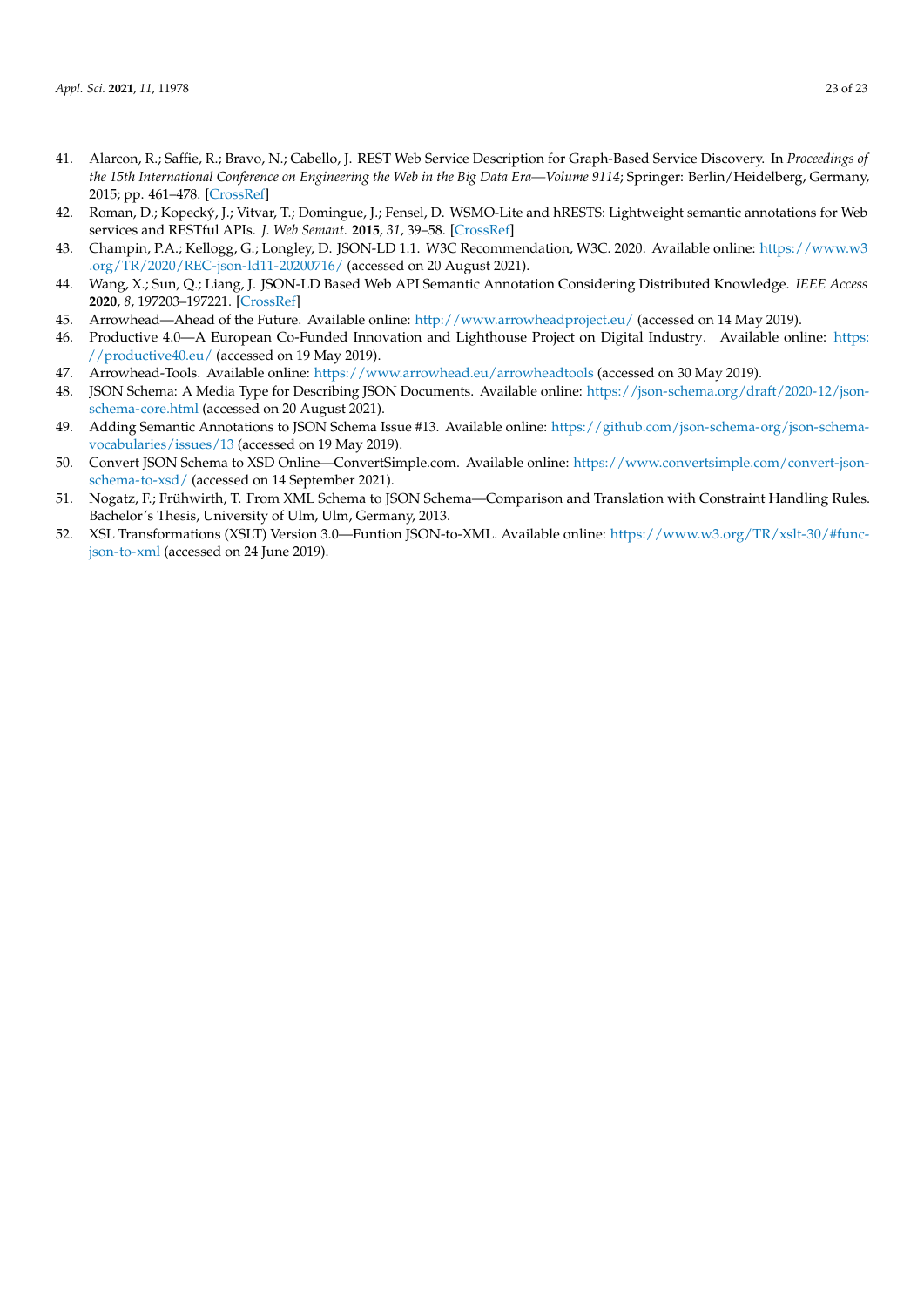41. Alarcon, R.; Saffie, R.; Bravo, N.; Cabello, J. REST Web Service Description for Graph-Based Service Discovery. In *Proceedings of the 15th International Conference on Engineering the Web in the Big Data Era—Volume 9114*; Springer: Berlin/Heidelberg, Germany, 2015; pp. 461–478. [CrossRef]
42. Roman, D.; Kopecký, J.; Vitvar, T.; Domingue, J.; Fensel, D. WSMO-Lite and hRESTS: Lightweight semantic annotations for Web services and RESTful APIs. *J. Web Semant.* **2015**, *31*, 39–58. [CrossRef]
43. Champin, P.A.; Kellogg, G.; Longley, D. JSON-LD 1.1. W3C Recommendation, W3C. 2020. Available online: https://www.w3.org/TR/2020/REC-json-ld11-20200716/ (accessed on 20 August 2021).
44. Wang, X.; Sun, Q.; Liang, J. JSON-LD Based Web API Semantic Annotation Considering Distributed Knowledge. *IEEE Access* **2020**, *8*, 197203–197221. [CrossRef]
45. Arrowhead—Ahead of the Future. Available online: http://www.arrowheadproject.eu/ (accessed on 14 May 2019).
46. Productive 4.0—A European Co-Funded Innovation and Lighthouse Project on Digital Industry. Available online: https://productive40.eu/ (accessed on 19 May 2019).
47. Arrowhead-Tools. Available online: https://www.arrowhead.eu/arrowheadtools (accessed on 30 May 2019).
48. JSON Schema: A Media Type for Describing JSON Documents. Available online: https://json-schema.org/draft/2020-12/json-schema-core.html (accessed on 20 August 2021).
49. Adding Semantic Annotations to JSON Schema Issue #13. Available online: https://github.com/json-schema-org/json-schema-vocabularies/issues/13 (accessed on 19 May 2019).
50. Convert JSON Schema to XSD Online—ConvertSimple.com. Available online: https://www.convertsimple.com/convert-json-schema-to-xsd/ (accessed on 14 September 2021).
51. Nogatz, F.; Frühwirth, T. From XML Schema to JSON Schema—Comparison and Translation with Constraint Handling Rules. Bachelor's Thesis, University of Ulm, Ulm, Germany, 2013.
52. XSL Transformations (XSLT) Version 3.0—Funtion JSON-to-XML. Available online: https://www.w3.org/TR/xslt-30/#func-json-to-xml (accessed on 24 June 2019).